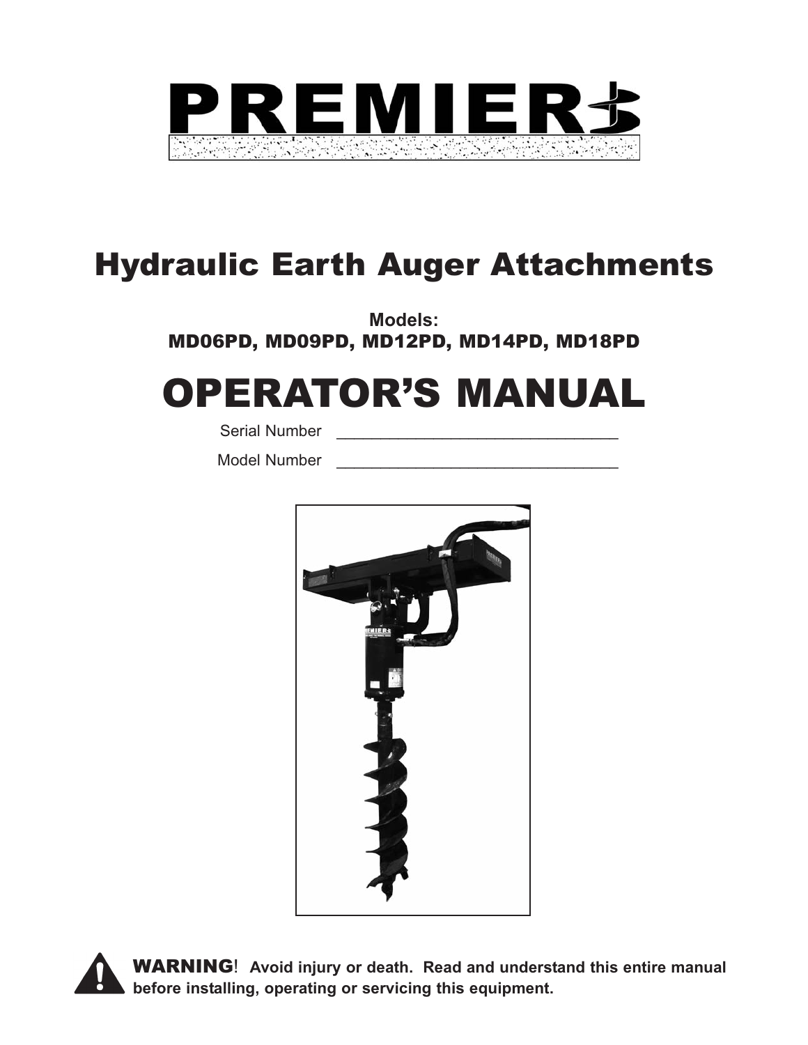# PREMIER

## Hydraulic Earth Auger Attachments

**Models:**
**MD06PD, MD09PD, MD12PD, MD14PD, MD18PD**

# OPERATOR'S MANUAL

Serial Number \_\_\_\_\_\_\_\_\_\_\_\_\_\_\_\_\_\_\_\_\_\_\_\_\_\_\_\_\_\_\_\_

Model Number \_\_\_\_\_\_\_\_\_\_\_\_\_\_\_\_\_\_\_\_\_\_\_\_\_\_\_\_\_\_\_\_

**WARNING! Avoid injury or death. Read and understand this entire manual before installing, operating or servicing this equipment.**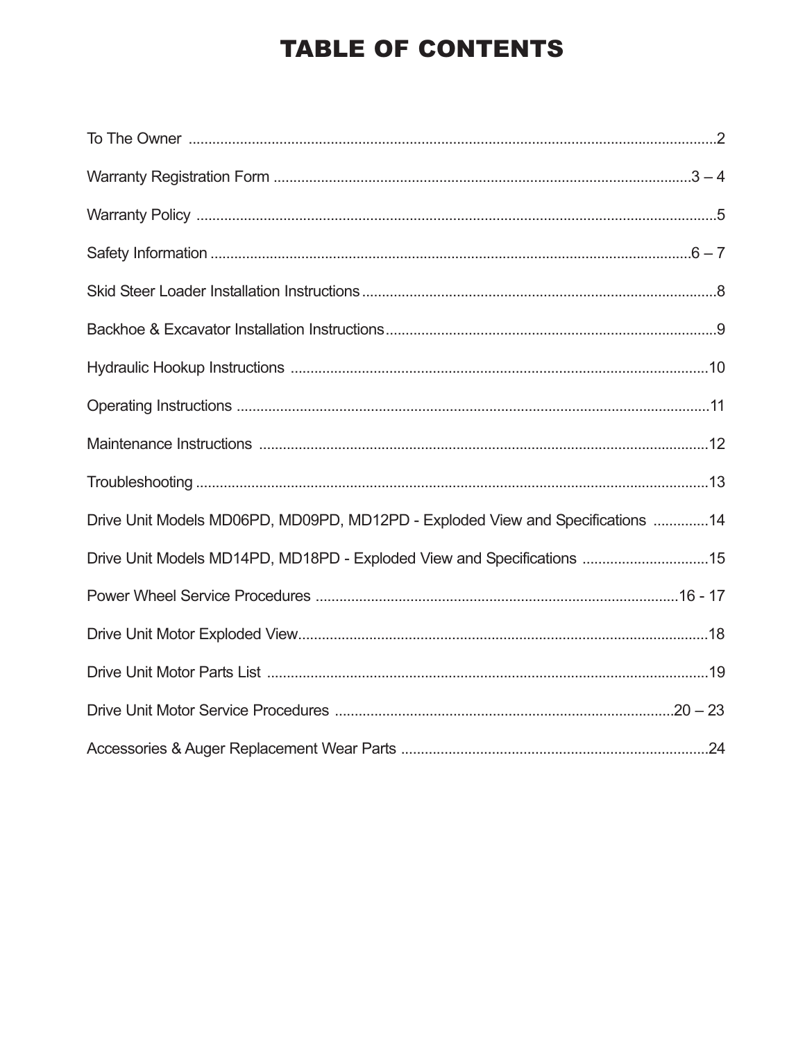# TABLE OF CONTENTS

To The Owner ....................................................................................................................................2

Warranty Registration Form .........................................................................................................3 – 4

Warranty Policy ..................................................................................................................................5

Safety Information .........................................................................................................................6 – 7

Skid Steer Loader Installation Instructions.........................................................................................8

Backhoe & Excavator Installation Instructions...................................................................................9

Hydraulic Hookup Instructions .........................................................................................................10

Operating Instructions .......................................................................................................................11

Maintenance Instructions .................................................................................................................12

Troubleshooting .................................................................................................................................13

Drive Unit Models MD06PD, MD09PD, MD12PD - Exploded View and Specifications ..............14

Drive Unit Models MD14PD, MD18PD - Exploded View and Specifications ................................15

Power Wheel Service Procedures ...........................................................................................16 - 17

Drive Unit Motor Exploded View.......................................................................................................18

Drive Unit Motor Parts List ...............................................................................................................19

Drive Unit Motor Service Procedures .....................................................................................20 – 23

Accessories & Auger Replacement Wear Parts .............................................................................24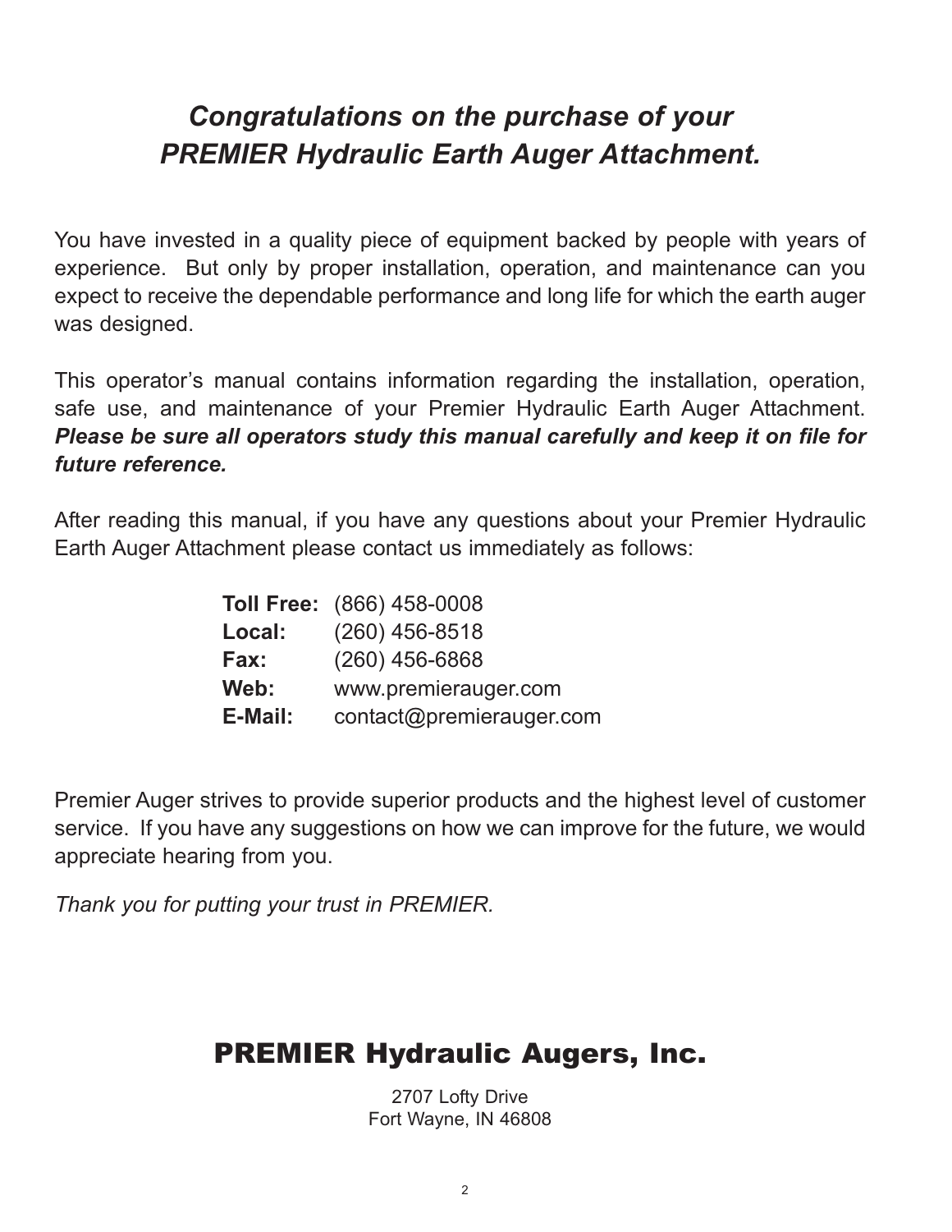## *Congratulations on the purchase of your PREMIER Hydraulic Earth Auger Attachment.*

You have invested in a quality piece of equipment backed by people with years of experience. But only by proper installation, operation, and maintenance can you expect to receive the dependable performance and long life for which the earth auger was designed.

This operator's manual contains information regarding the installation, operation, safe use, and maintenance of your Premier Hydraulic Earth Auger Attachment. ***Please be sure all operators study this manual carefully and keep it on file for future reference.***

After reading this manual, if you have any questions about your Premier Hydraulic Earth Auger Attachment please contact us immediately as follows:

**Toll Free:** (866) 458-0008
**Local:** (260) 456-8518
**Fax:** (260) 456-6868
**Web:** www.premierauger.com
**E-Mail:** contact@premierauger.com

Premier Auger strives to provide superior products and the highest level of customer service. If you have any suggestions on how we can improve for the future, we would appreciate hearing from you.

*Thank you for putting your trust in PREMIER.*

## PREMIER Hydraulic Augers, Inc.

2707 Lofty Drive
Fort Wayne, IN 46808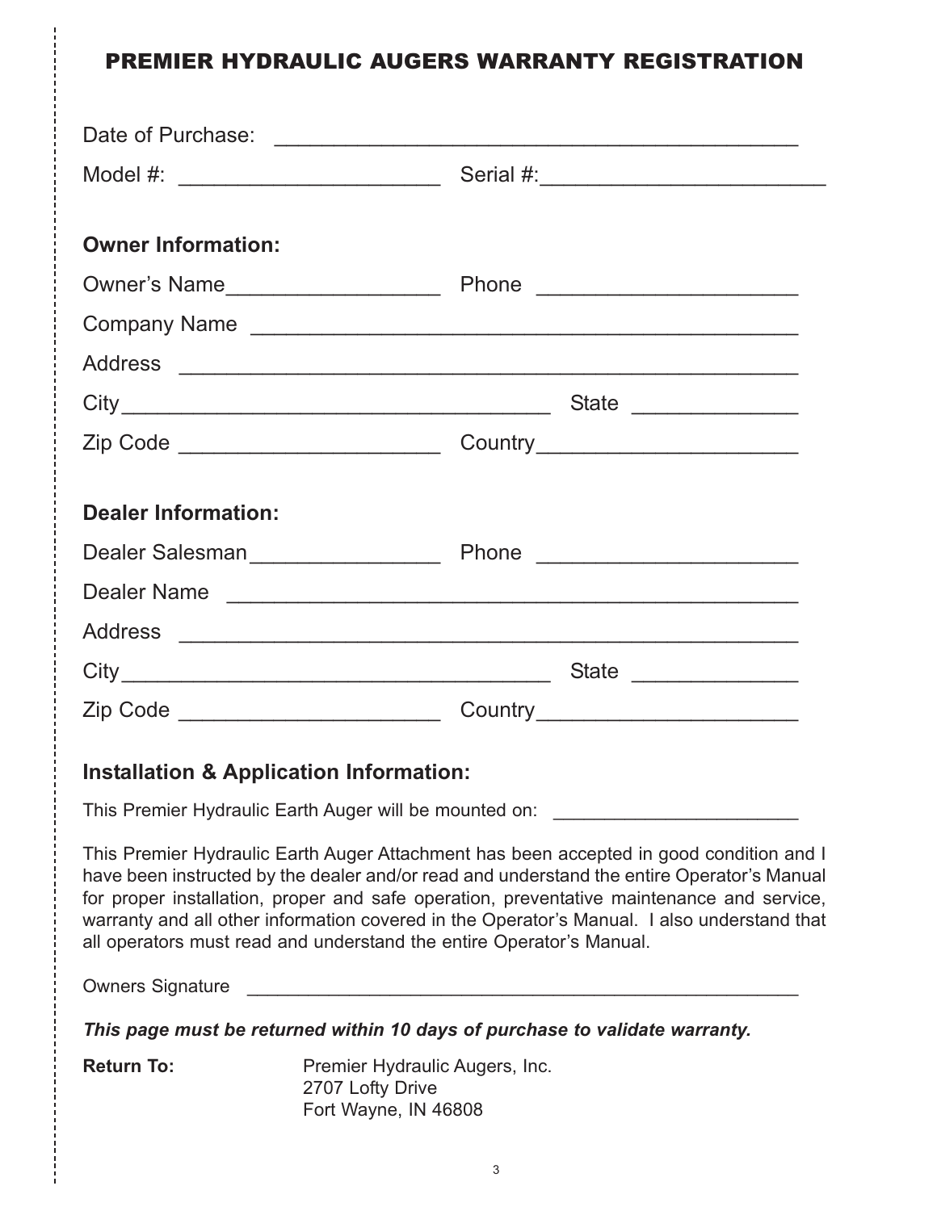# PREMIER HYDRAULIC AUGERS WARRANTY REGISTRATION

Date of Purchase: ___________________________________________

Model #: ______________________ Serial #:________________________

**Owner Information:**

Owner's Name__________________ Phone ______________________

Company Name ______________________________________________

Address ____________________________________________________

City___________________________________ State ______________

Zip Code ______________________ Country______________________

**Dealer Information:**

Dealer Salesman________________ Phone ______________________

Dealer Name _________________________________________________

Address ____________________________________________________

City___________________________________ State ______________

Zip Code ______________________ Country______________________

**Installation & Application Information:**

This Premier Hydraulic Earth Auger will be mounted on: _______________________

This Premier Hydraulic Earth Auger Attachment has been accepted in good condition and I have been instructed by the dealer and/or read and understand the entire Operator's Manual for proper installation, proper and safe operation, preventative maintenance and service, warranty and all other information covered in the Operator's Manual. I also understand that all operators must read and understand the entire Operator's Manual.

Owners Signature _____________________________________________________

***This page must be returned within 10 days of purchase to validate warranty.***

**Return To:**

Premier Hydraulic Augers, Inc.
2707 Lofty Drive
Fort Wayne, IN 46808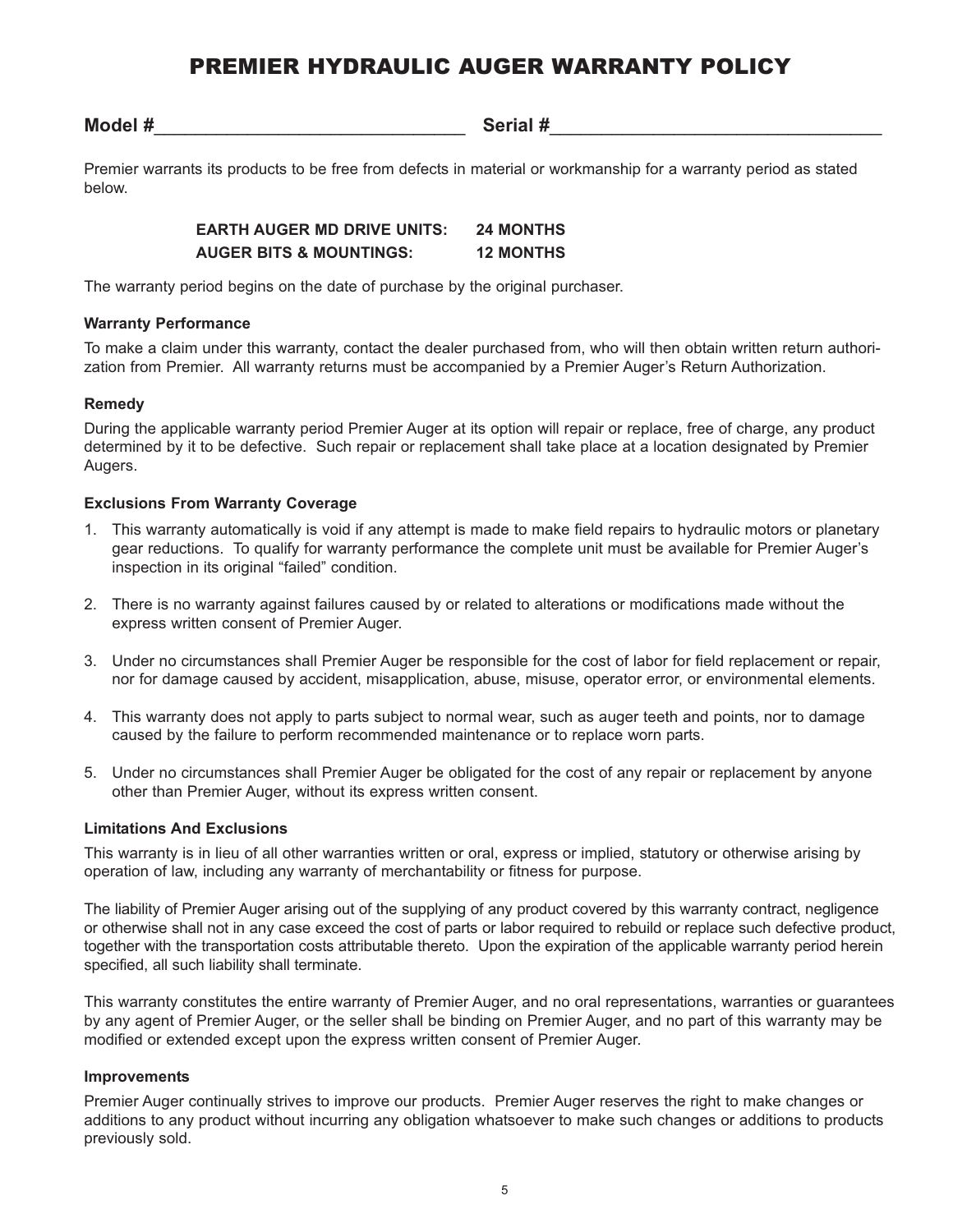# PREMIER HYDRAULIC AUGER WARRANTY POLICY

**Model #**_______________________________ **Serial #**_________________________________

Premier warrants its products to be free from defects in material or workmanship for a warranty period as stated below.

| | |
|---|---|
| **EARTH AUGER MD DRIVE UNITS:** | **24 MONTHS** |
| **AUGER BITS & MOUNTINGS:** | **12 MONTHS** |

The warranty period begins on the date of purchase by the original purchaser.

### Warranty Performance

To make a claim under this warranty, contact the dealer purchased from, who will then obtain written return authorization from Premier. All warranty returns must be accompanied by a Premier Auger's Return Authorization.

### Remedy

During the applicable warranty period Premier Auger at its option will repair or replace, free of charge, any product determined by it to be defective. Such repair or replacement shall take place at a location designated by Premier Augers.

### Exclusions From Warranty Coverage

1. This warranty automatically is void if any attempt is made to make field repairs to hydraulic motors or planetary gear reductions. To qualify for warranty performance the complete unit must be available for Premier Auger's inspection in its original "failed" condition.

2. There is no warranty against failures caused by or related to alterations or modifications made without the express written consent of Premier Auger.

3. Under no circumstances shall Premier Auger be responsible for the cost of labor for field replacement or repair, nor for damage caused by accident, misapplication, abuse, misuse, operator error, or environmental elements.

4. This warranty does not apply to parts subject to normal wear, such as auger teeth and points, nor to damage caused by the failure to perform recommended maintenance or to replace worn parts.

5. Under no circumstances shall Premier Auger be obligated for the cost of any repair or replacement by anyone other than Premier Auger, without its express written consent.

### Limitations And Exclusions

This warranty is in lieu of all other warranties written or oral, express or implied, statutory or otherwise arising by operation of law, including any warranty of merchantability or fitness for purpose.

The liability of Premier Auger arising out of the supplying of any product covered by this warranty contract, negligence or otherwise shall not in any case exceed the cost of parts or labor required to rebuild or replace such defective product, together with the transportation costs attributable thereto. Upon the expiration of the applicable warranty period herein specified, all such liability shall terminate.

This warranty constitutes the entire warranty of Premier Auger, and no oral representations, warranties or guarantees by any agent of Premier Auger, or the seller shall be binding on Premier Auger, and no part of this warranty may be modified or extended except upon the express written consent of Premier Auger.

### Improvements

Premier Auger continually strives to improve our products. Premier Auger reserves the right to make changes or additions to any product without incurring any obligation whatsoever to make such changes or additions to products previously sold.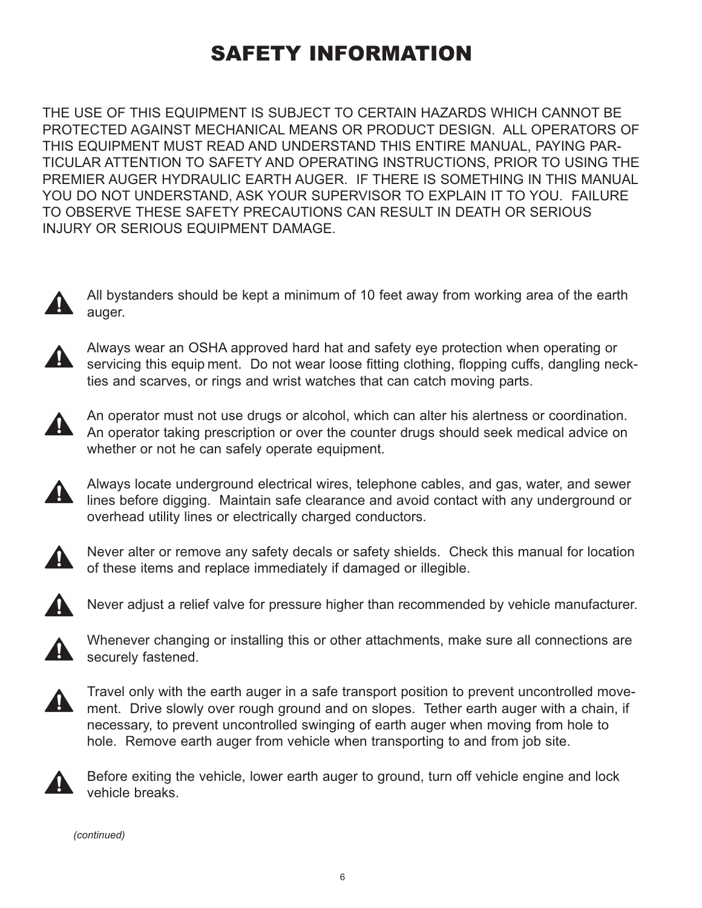# SAFETY INFORMATION

THE USE OF THIS EQUIPMENT IS SUBJECT TO CERTAIN HAZARDS WHICH CANNOT BE PROTECTED AGAINST MECHANICAL MEANS OR PRODUCT DESIGN. ALL OPERATORS OF THIS EQUIPMENT MUST READ AND UNDERSTAND THIS ENTIRE MANUAL, PAYING PARTICULAR ATTENTION TO SAFETY AND OPERATING INSTRUCTIONS, PRIOR TO USING THE PREMIER AUGER HYDRAULIC EARTH AUGER. IF THERE IS SOMETHING IN THIS MANUAL YOU DO NOT UNDERSTAND, ASK YOUR SUPERVISOR TO EXPLAIN IT TO YOU. FAILURE TO OBSERVE THESE SAFETY PRECAUTIONS CAN RESULT IN DEATH OR SERIOUS INJURY OR SERIOUS EQUIPMENT DAMAGE.

- ⚠ All bystanders should be kept a minimum of 10 feet away from working area of the earth auger.
- ⚠ Always wear an OSHA approved hard hat and safety eye protection when operating or servicing this equipment. Do not wear loose fitting clothing, flopping cuffs, dangling neckties and scarves, or rings and wrist watches that can catch moving parts.
- ⚠ An operator must not use drugs or alcohol, which can alter his alertness or coordination. An operator taking prescription or over the counter drugs should seek medical advice on whether or not he can safely operate equipment.
- ⚠ Always locate underground electrical wires, telephone cables, and gas, water, and sewer lines before digging. Maintain safe clearance and avoid contact with any underground or overhead utility lines or electrically charged conductors.
- ⚠ Never alter or remove any safety decals or safety shields. Check this manual for location of these items and replace immediately if damaged or illegible.
- ⚠ Never adjust a relief valve for pressure higher than recommended by vehicle manufacturer.
- ⚠ Whenever changing or installing this or other attachments, make sure all connections are securely fastened.
- ⚠ Travel only with the earth auger in a safe transport position to prevent uncontrolled movement. Drive slowly over rough ground and on slopes. Tether earth auger with a chain, if necessary, to prevent uncontrolled swinging of earth auger when moving from hole to hole. Remove earth auger from vehicle when transporting to and from job site.
- ⚠ Before exiting the vehicle, lower earth auger to ground, turn off vehicle engine and lock vehicle breaks.

*(continued)*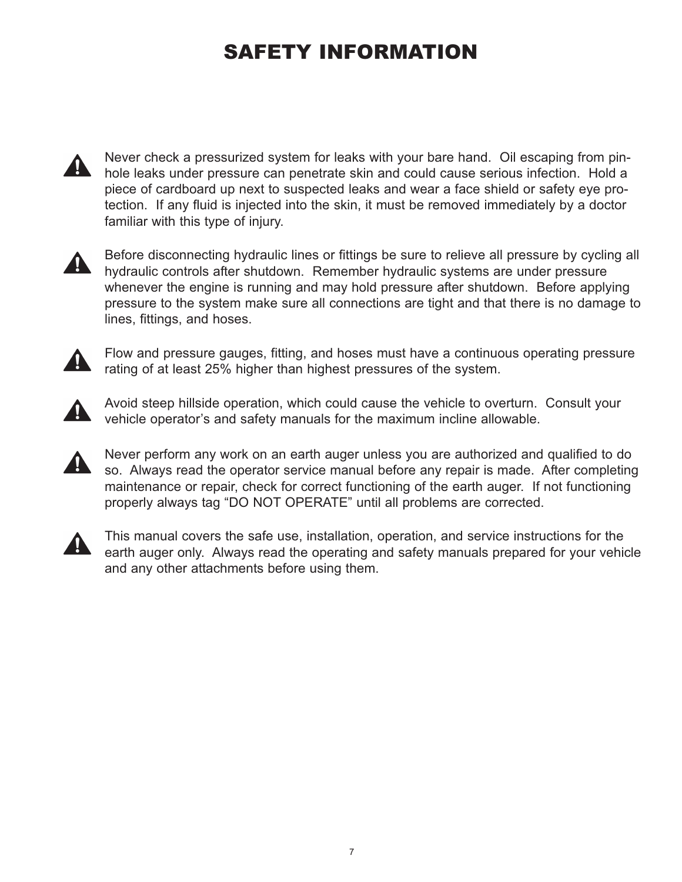# SAFETY INFORMATION

⚠ Never check a pressurized system for leaks with your bare hand. Oil escaping from pinhole leaks under pressure can penetrate skin and could cause serious infection. Hold a piece of cardboard up next to suspected leaks and wear a face shield or safety eye protection. If any fluid is injected into the skin, it must be removed immediately by a doctor familiar with this type of injury.

⚠ Before disconnecting hydraulic lines or fittings be sure to relieve all pressure by cycling all hydraulic controls after shutdown. Remember hydraulic systems are under pressure whenever the engine is running and may hold pressure after shutdown. Before applying pressure to the system make sure all connections are tight and that there is no damage to lines, fittings, and hoses.

⚠ Flow and pressure gauges, fitting, and hoses must have a continuous operating pressure rating of at least 25% higher than highest pressures of the system.

⚠ Avoid steep hillside operation, which could cause the vehicle to overturn. Consult your vehicle operator's and safety manuals for the maximum incline allowable.

⚠ Never perform any work on an earth auger unless you are authorized and qualified to do so. Always read the operator service manual before any repair is made. After completing maintenance or repair, check for correct functioning of the earth auger. If not functioning properly always tag "DO NOT OPERATE" until all problems are corrected.

⚠ This manual covers the safe use, installation, operation, and service instructions for the earth auger only. Always read the operating and safety manuals prepared for your vehicle and any other attachments before using them.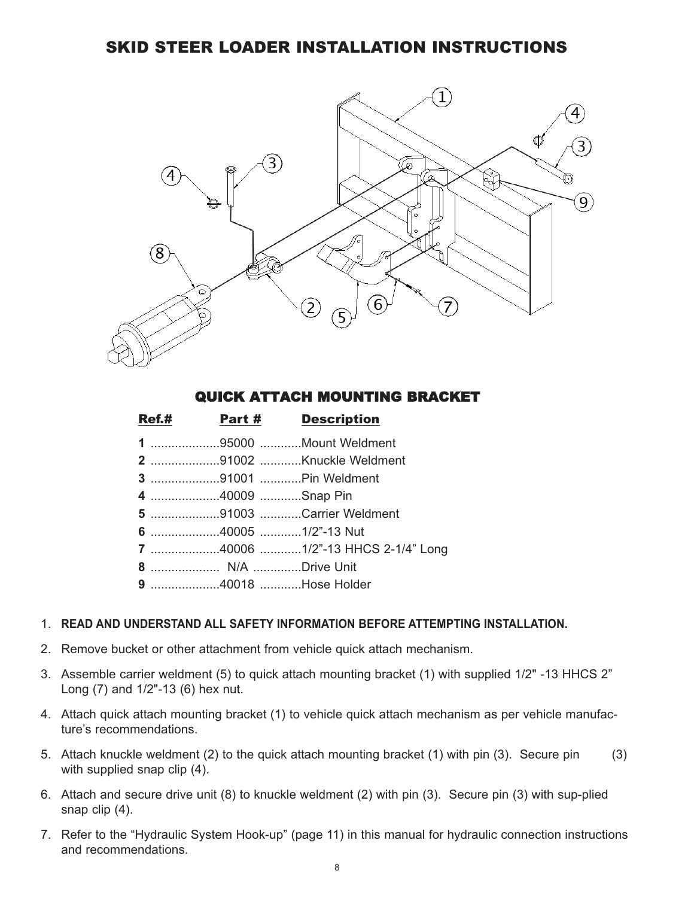# SKID STEER LOADER INSTALLATION INSTRUCTIONS

## QUICK ATTACH MOUNTING BRACKET

| Ref.# | Part # | Description |
|---|---|---|
| **1** | 95000 | Mount Weldment |
| **2** | 91002 | Knuckle Weldment |
| **3** | 91001 | Pin Weldment |
| **4** | 40009 | Snap Pin |
| **5** | 91003 | Carrier Weldment |
| **6** | 40005 | 1/2”-13 Nut |
| **7** | 40006 | 1/2”-13 HHCS 2-1/4” Long |
| **8** | N/A | Drive Unit |
| **9** | 40018 | Hose Holder |

1. **READ AND UNDERSTAND ALL SAFETY INFORMATION BEFORE ATTEMPTING INSTALLATION.**
2. Remove bucket or other attachment from vehicle quick attach mechanism.
3. Assemble carrier weldment (5) to quick attach mounting bracket (1) with supplied 1/2" -13 HHCS 2” Long (7) and 1/2"-13 (6) hex nut.
4. Attach quick attach mounting bracket (1) to vehicle quick attach mechanism as per vehicle manufacture’s recommendations.
5. Attach knuckle weldment (2) to the quick attach mounting bracket (1) with pin (3). Secure pin (3) with supplied snap clip (4).
6. Attach and secure drive unit (8) to knuckle weldment (2) with pin (3). Secure pin (3) with sup-plied snap clip (4).
7. Refer to the “Hydraulic System Hook-up” (page 11) in this manual for hydraulic connection instructions and recommendations.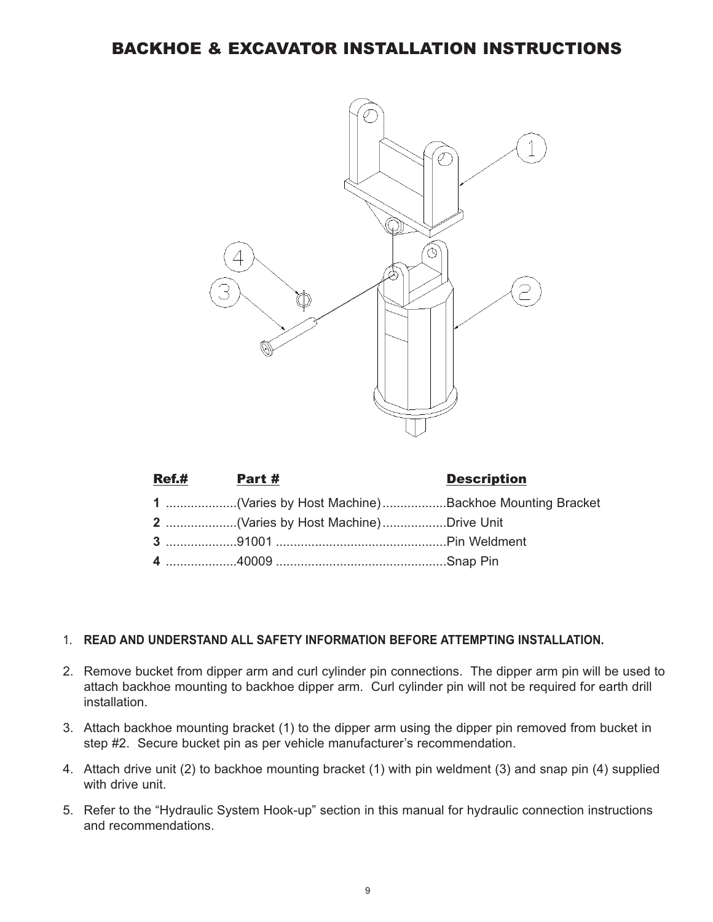# BACKHOE & EXCAVATOR INSTALLATION INSTRUCTIONS

| Ref.# | Part # | Description |
|---|---|---|
| **1** | (Varies by Host Machine) | Backhoe Mounting Bracket |
| **2** | (Varies by Host Machine) | Drive Unit |
| **3** | 91001 | Pin Weldment |
| **4** | 40009 | Snap Pin |

1. **READ AND UNDERSTAND ALL SAFETY INFORMATION BEFORE ATTEMPTING INSTALLATION.**
2. Remove bucket from dipper arm and curl cylinder pin connections. The dipper arm pin will be used to attach backhoe mounting to backhoe dipper arm. Curl cylinder pin will not be required for earth drill installation.
3. Attach backhoe mounting bracket (1) to the dipper arm using the dipper pin removed from bucket in step #2. Secure bucket pin as per vehicle manufacturer's recommendation.
4. Attach drive unit (2) to backhoe mounting bracket (1) with pin weldment (3) and snap pin (4) supplied with drive unit.
5. Refer to the "Hydraulic System Hook-up" section in this manual for hydraulic connection instructions and recommendations.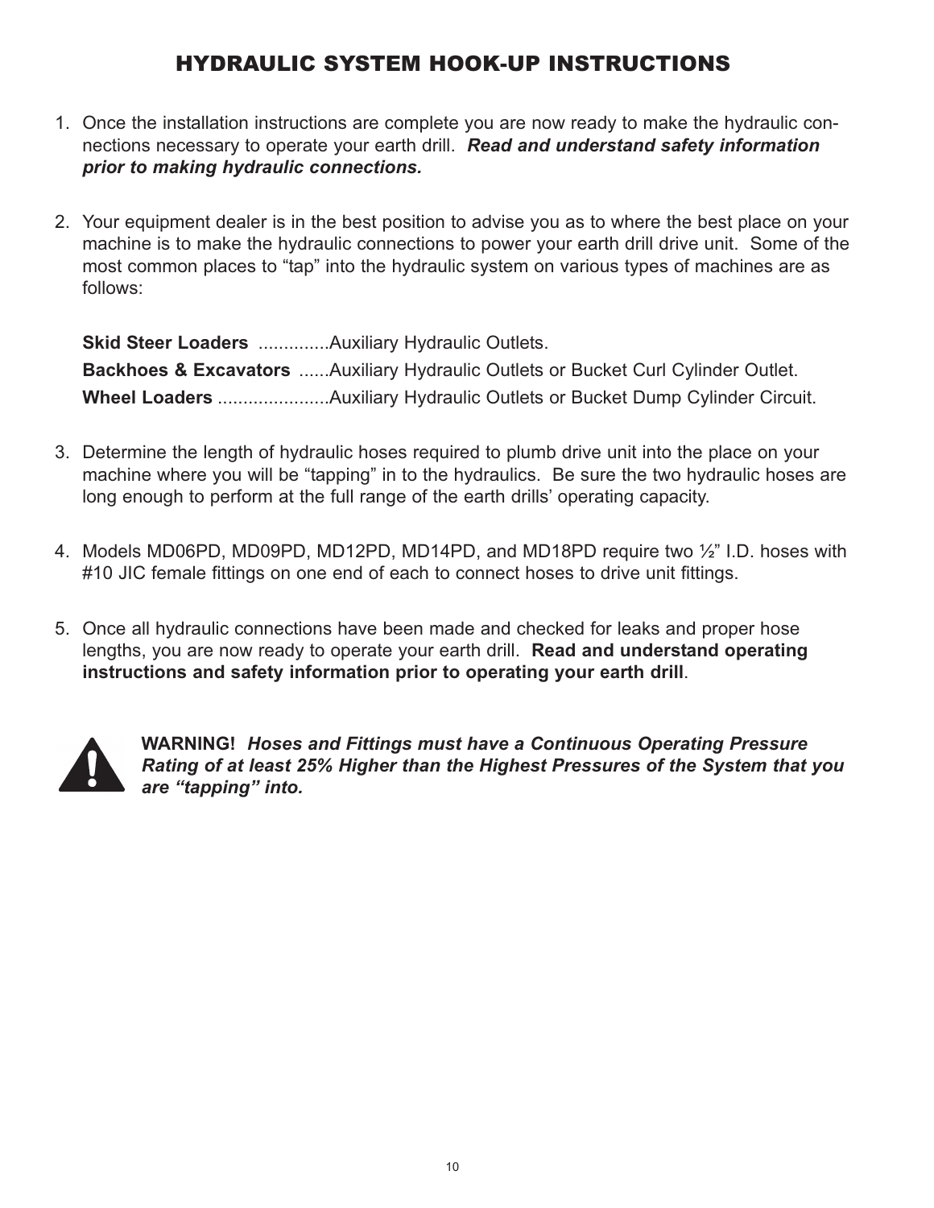# HYDRAULIC SYSTEM HOOK-UP INSTRUCTIONS

1. Once the installation instructions are complete you are now ready to make the hydraulic connections necessary to operate your earth drill. ***Read and understand safety information prior to making hydraulic connections.***

2. Your equipment dealer is in the best position to advise you as to where the best place on your machine is to make the hydraulic connections to power your earth drill drive unit. Some of the most common places to "tap" into the hydraulic system on various types of machines are as follows:

   **Skid Steer Loaders** ..............Auxiliary Hydraulic Outlets.
   **Backhoes & Excavators** ......Auxiliary Hydraulic Outlets or Bucket Curl Cylinder Outlet.
   **Wheel Loaders** ......................Auxiliary Hydraulic Outlets or Bucket Dump Cylinder Circuit.

3. Determine the length of hydraulic hoses required to plumb drive unit into the place on your machine where you will be "tapping" in to the hydraulics. Be sure the two hydraulic hoses are long enough to perform at the full range of the earth drills' operating capacity.

4. Models MD06PD, MD09PD, MD12PD, MD14PD, and MD18PD require two ½" I.D. hoses with #10 JIC female fittings on one end of each to connect hoses to drive unit fittings.

5. Once all hydraulic connections have been made and checked for leaks and proper hose lengths, you are now ready to operate your earth drill. **Read and understand operating instructions and safety information prior to operating your earth drill**.

**WARNING!** ***Hoses and Fittings must have a Continuous Operating Pressure Rating of at least 25% Higher than the Highest Pressures of the System that you are "tapping" into.***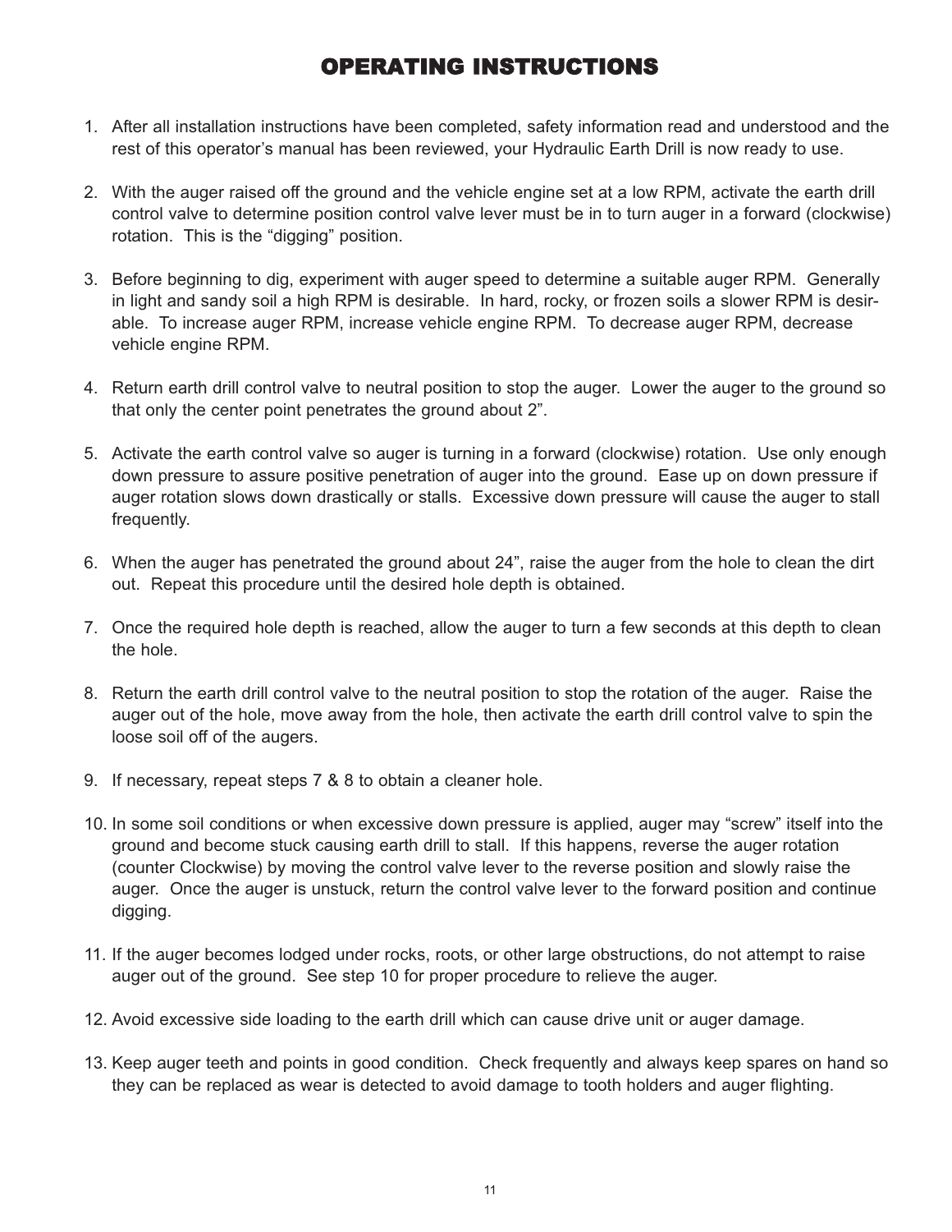# OPERATING INSTRUCTIONS

1. After all installation instructions have been completed, safety information read and understood and the rest of this operator's manual has been reviewed, your Hydraulic Earth Drill is now ready to use.

2. With the auger raised off the ground and the vehicle engine set at a low RPM, activate the earth drill control valve to determine position control valve lever must be in to turn auger in a forward (clockwise) rotation. This is the "digging" position.

3. Before beginning to dig, experiment with auger speed to determine a suitable auger RPM. Generally in light and sandy soil a high RPM is desirable. In hard, rocky, or frozen soils a slower RPM is desirable. To increase auger RPM, increase vehicle engine RPM. To decrease auger RPM, decrease vehicle engine RPM.

4. Return earth drill control valve to neutral position to stop the auger. Lower the auger to the ground so that only the center point penetrates the ground about 2".

5. Activate the earth control valve so auger is turning in a forward (clockwise) rotation. Use only enough down pressure to assure positive penetration of auger into the ground. Ease up on down pressure if auger rotation slows down drastically or stalls. Excessive down pressure will cause the auger to stall frequently.

6. When the auger has penetrated the ground about 24", raise the auger from the hole to clean the dirt out. Repeat this procedure until the desired hole depth is obtained.

7. Once the required hole depth is reached, allow the auger to turn a few seconds at this depth to clean the hole.

8. Return the earth drill control valve to the neutral position to stop the rotation of the auger. Raise the auger out of the hole, move away from the hole, then activate the earth drill control valve to spin the loose soil off of the augers.

9. If necessary, repeat steps 7 & 8 to obtain a cleaner hole.

10. In some soil conditions or when excessive down pressure is applied, auger may "screw" itself into the ground and become stuck causing earth drill to stall. If this happens, reverse the auger rotation (counter Clockwise) by moving the control valve lever to the reverse position and slowly raise the auger. Once the auger is unstuck, return the control valve lever to the forward position and continue digging.

11. If the auger becomes lodged under rocks, roots, or other large obstructions, do not attempt to raise auger out of the ground. See step 10 for proper procedure to relieve the auger.

12. Avoid excessive side loading to the earth drill which can cause drive unit or auger damage.

13. Keep auger teeth and points in good condition. Check frequently and always keep spares on hand so they can be replaced as wear is detected to avoid damage to tooth holders and auger flighting.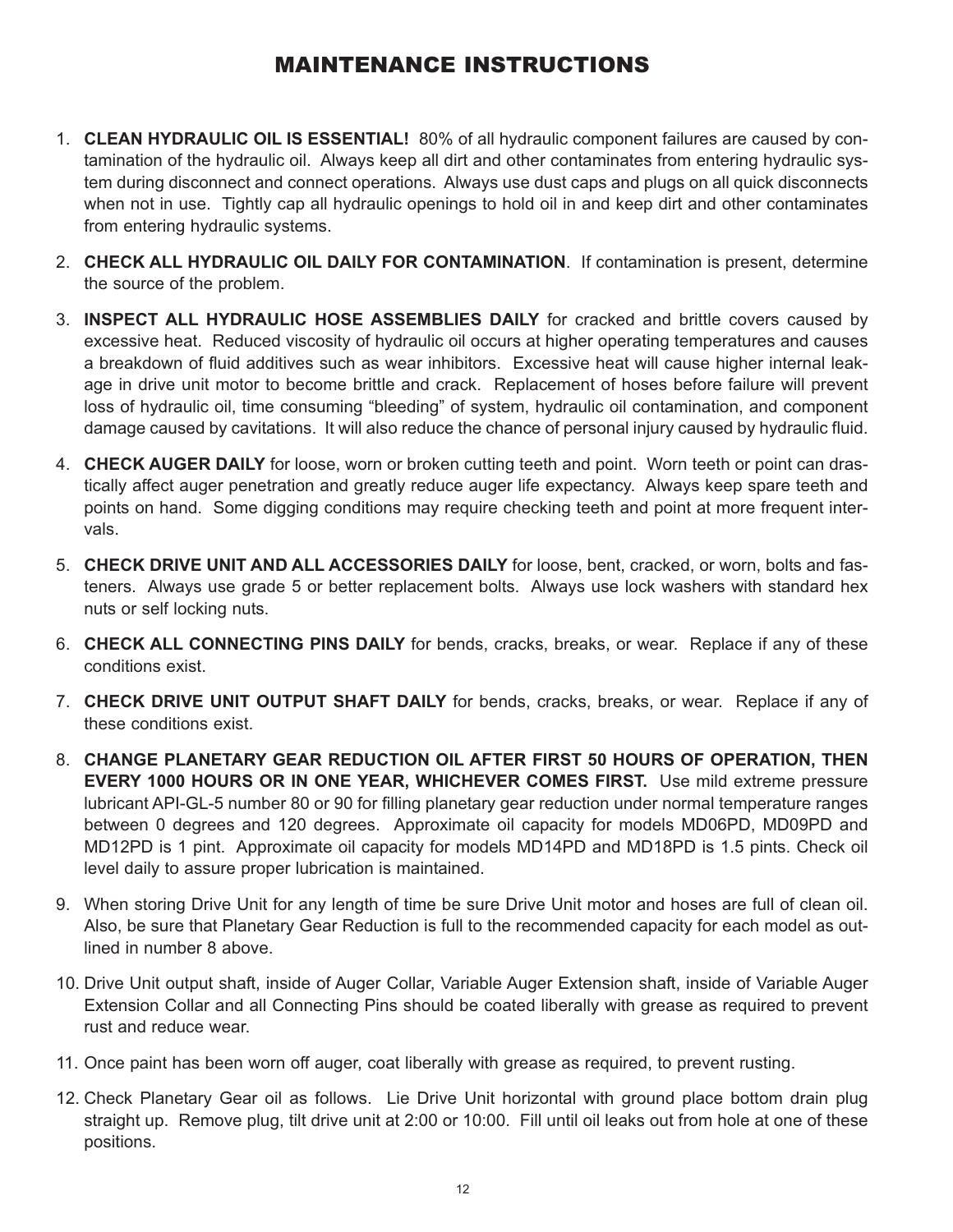# MAINTENANCE INSTRUCTIONS

1. **CLEAN HYDRAULIC OIL IS ESSENTIAL!** 80% of all hydraulic component failures are caused by contamination of the hydraulic oil. Always keep all dirt and other contaminates from entering hydraulic system during disconnect and connect operations. Always use dust caps and plugs on all quick disconnects when not in use. Tightly cap all hydraulic openings to hold oil in and keep dirt and other contaminates from entering hydraulic systems.

2. **CHECK ALL HYDRAULIC OIL DAILY FOR CONTAMINATION**. If contamination is present, determine the source of the problem.

3. **INSPECT ALL HYDRAULIC HOSE ASSEMBLIES DAILY** for cracked and brittle covers caused by excessive heat. Reduced viscosity of hydraulic oil occurs at higher operating temperatures and causes a breakdown of fluid additives such as wear inhibitors. Excessive heat will cause higher internal leakage in drive unit motor to become brittle and crack. Replacement of hoses before failure will prevent loss of hydraulic oil, time consuming "bleeding" of system, hydraulic oil contamination, and component damage caused by cavitations. It will also reduce the chance of personal injury caused by hydraulic fluid.

4. **CHECK AUGER DAILY** for loose, worn or broken cutting teeth and point. Worn teeth or point can drastically affect auger penetration and greatly reduce auger life expectancy. Always keep spare teeth and points on hand. Some digging conditions may require checking teeth and point at more frequent intervals.

5. **CHECK DRIVE UNIT AND ALL ACCESSORIES DAILY** for loose, bent, cracked, or worn, bolts and fasteners. Always use grade 5 or better replacement bolts. Always use lock washers with standard hex nuts or self locking nuts.

6. **CHECK ALL CONNECTING PINS DAILY** for bends, cracks, breaks, or wear. Replace if any of these conditions exist.

7. **CHECK DRIVE UNIT OUTPUT SHAFT DAILY** for bends, cracks, breaks, or wear. Replace if any of these conditions exist.

8. **CHANGE PLANETARY GEAR REDUCTION OIL AFTER FIRST 50 HOURS OF OPERATION, THEN EVERY 1000 HOURS OR IN ONE YEAR, WHICHEVER COMES FIRST.** Use mild extreme pressure lubricant API-GL-5 number 80 or 90 for filling planetary gear reduction under normal temperature ranges between 0 degrees and 120 degrees. Approximate oil capacity for models MD06PD, MD09PD and MD12PD is 1 pint. Approximate oil capacity for models MD14PD and MD18PD is 1.5 pints. Check oil level daily to assure proper lubrication is maintained.

9. When storing Drive Unit for any length of time be sure Drive Unit motor and hoses are full of clean oil. Also, be sure that Planetary Gear Reduction is full to the recommended capacity for each model as outlined in number 8 above.

10. Drive Unit output shaft, inside of Auger Collar, Variable Auger Extension shaft, inside of Variable Auger Extension Collar and all Connecting Pins should be coated liberally with grease as required to prevent rust and reduce wear.

11. Once paint has been worn off auger, coat liberally with grease as required, to prevent rusting.

12. Check Planetary Gear oil as follows. Lie Drive Unit horizontal with ground place bottom drain plug straight up. Remove plug, tilt drive unit at 2:00 or 10:00. Fill until oil leaks out from hole at one of these positions.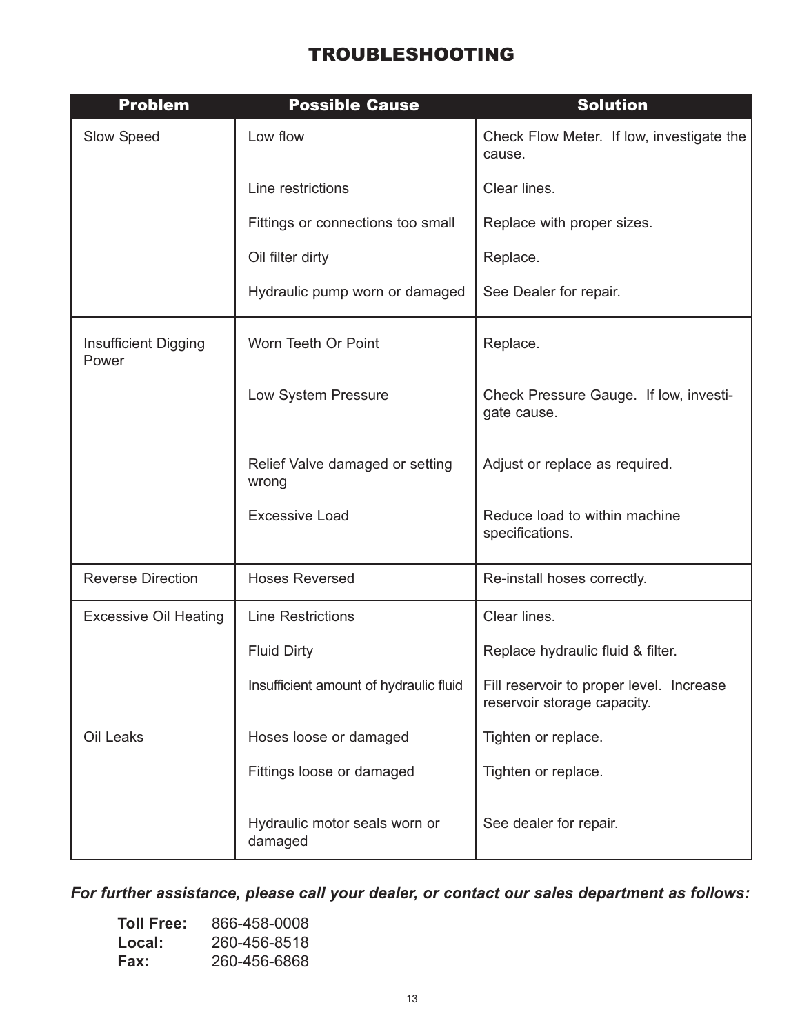# TROUBLESHOOTING

| Problem | Possible Cause | Solution |
|---|---|---|
| Slow Speed | Low flow | Check Flow Meter. If low, investigate the cause. |
| | Line restrictions | Clear lines. |
| | Fittings or connections too small | Replace with proper sizes. |
| | Oil filter dirty | Replace. |
| | Hydraulic pump worn or damaged | See Dealer for repair. |
| Insufficient Digging Power | Worn Teeth Or Point | Replace. |
| | Low System Pressure | Check Pressure Gauge. If low, investigate cause. |
| | Relief Valve damaged or setting wrong | Adjust or replace as required. |
| | Excessive Load | Reduce load to within machine specifications. |
| Reverse Direction | Hoses Reversed | Re-install hoses correctly. |
| Excessive Oil Heating | Line Restrictions | Clear lines. |
| | Fluid Dirty | Replace hydraulic fluid & filter. |
| | Insufficient amount of hydraulic fluid | Fill reservoir to proper level. Increase reservoir storage capacity. |
| Oil Leaks | Hoses loose or damaged | Tighten or replace. |
| | Fittings loose or damaged | Tighten or replace. |
| | Hydraulic motor seals worn or damaged | See dealer for repair. |

***For further assistance, please call your dealer, or contact our sales department as follows:***

**Toll Free:** 866-458-0008
**Local:** 260-456-8518
**Fax:** 260-456-6868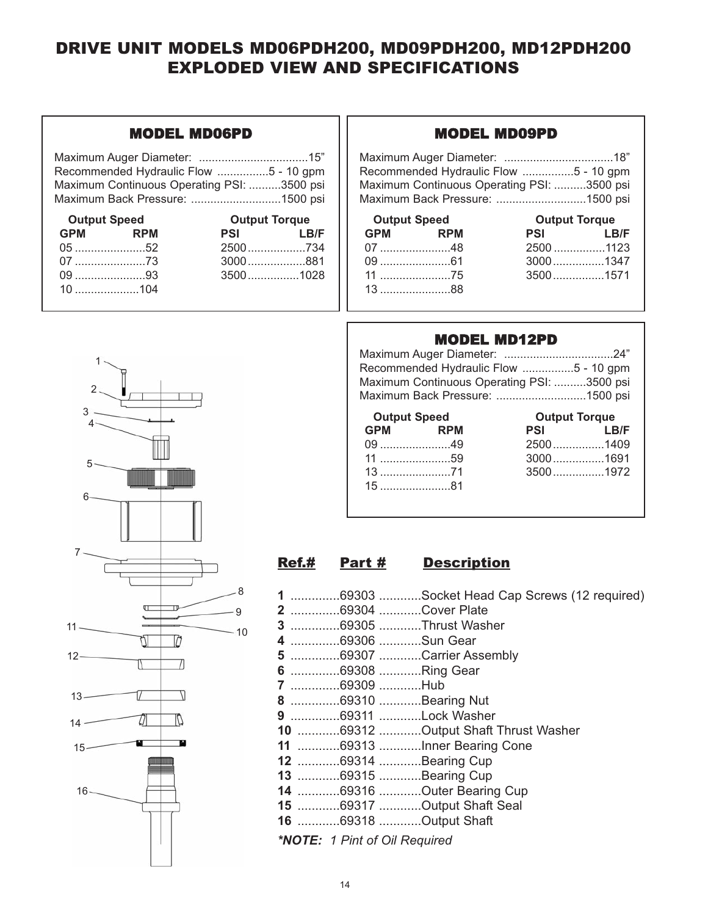# DRIVE UNIT MODELS MD06PDH200, MD09PDH200, MD12PDH200 EXPLODED VIEW AND SPECIFICATIONS

## MODEL MD06PD

Maximum Auger Diameter: ..................................15"
Recommended Hydraulic Flow ................5 - 10 gpm
Maximum Continuous Operating PSI: ..........3500 psi
Maximum Back Pressure: ............................1500 psi

| Output Speed | | Output Torque | |
|---|---|---|---|
| GPM | RPM | PSI | LB/F |
| 05 | 52 | 2500 | 734 |
| 07 | 73 | 3000 | 881 |
| 09 | 93 | 3500 | 1028 |
| 10 | 104 | | |

## MODEL MD09PD

Maximum Auger Diameter: ..................................18"
Recommended Hydraulic Flow ................5 - 10 gpm
Maximum Continuous Operating PSI: ..........3500 psi
Maximum Back Pressure: ............................1500 psi

| Output Speed | | Output Torque | |
|---|---|---|---|
| GPM | RPM | PSI | LB/F |
| 07 | 48 | 2500 | 1123 |
| 09 | 61 | 3000 | 1347 |
| 11 | 75 | 3500 | 1571 |
| 13 | 88 | | |

## MODEL MD12PD

Maximum Auger Diameter: ..................................24"
Recommended Hydraulic Flow ................5 - 10 gpm
Maximum Continuous Operating PSI: ..........3500 psi
Maximum Back Pressure: ............................1500 psi

| Output Speed | | Output Torque | |
|---|---|---|---|
| GPM | RPM | PSI | LB/F |
| 09 | 49 | 2500 | 1409 |
| 11 | 59 | 3000 | 1691 |
| 13 | 71 | 3500 | 1972 |
| 15 | 81 | | |

| Ref.# | Part # | Description |
|---|---|---|
| 1 | 69303 | Socket Head Cap Screws (12 required) |
| 2 | 69304 | Cover Plate |
| 3 | 69305 | Thrust Washer |
| 4 | 69306 | Sun Gear |
| 5 | 69307 | Carrier Assembly |
| 6 | 69308 | Ring Gear |
| 7 | 69309 | Hub |
| 8 | 69310 | Bearing Nut |
| 9 | 69311 | Lock Washer |
| 10 | 69312 | Output Shaft Thrust Washer |
| 11 | 69313 | Inner Bearing Cone |
| 12 | 69314 | Bearing Cup |
| 13 | 69315 | Bearing Cup |
| 14 | 69316 | Outer Bearing Cup |
| 15 | 69317 | Output Shaft Seal |
| 16 | 69318 | Output Shaft |

***NOTE:** *1 Pint of Oil Required*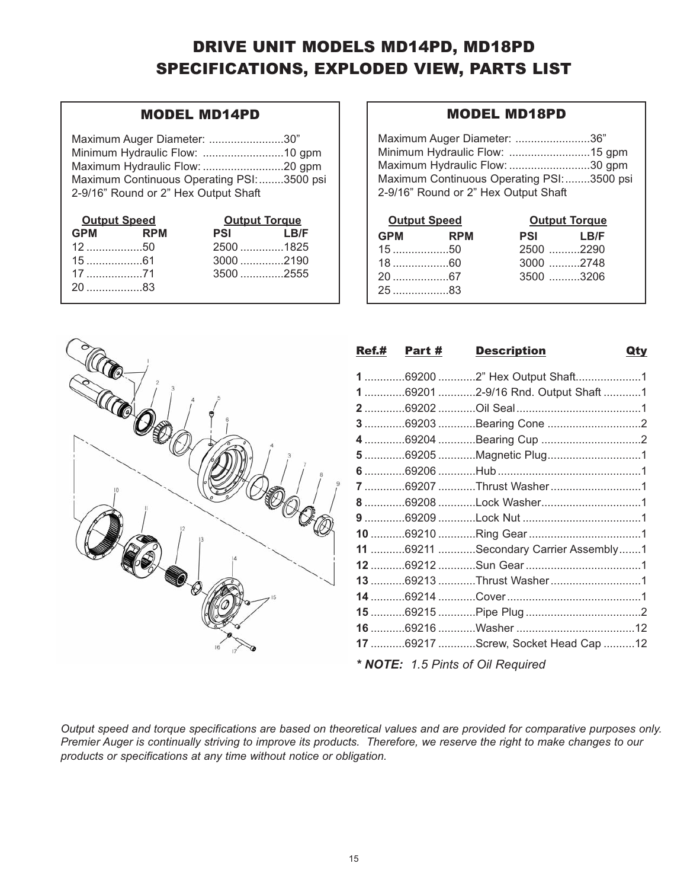# DRIVE UNIT MODELS MD14PD, MD18PD SPECIFICATIONS, EXPLODED VIEW, PARTS LIST

## MODEL MD14PD

Maximum Auger Diameter: ........................30"
Minimum Hydraulic Flow: ..........................10 gpm
Maximum Hydraulic Flow: ..........................20 gpm
Maximum Continuous Operating PSI:........3500 psi
2-9/16" Round or 2" Hex Output Shaft

| Output Speed | | Output Torque | |
|---|---|---|---|
| **GPM** | **RPM** | **PSI** | **LB/F** |
| 12 | 50 | 2500 | 1825 |
| 15 | 61 | 3000 | 2190 |
| 17 | 71 | 3500 | 2555 |
| 20 | 83 | | |

## MODEL MD18PD

Maximum Auger Diameter: ........................36"
Minimum Hydraulic Flow: ..........................15 gpm
Maximum Hydraulic Flow: ..........................30 gpm
Maximum Continuous Operating PSI:........3500 psi
2-9/16" Round or 2" Hex Output Shaft

| Output Speed | | Output Torque | |
|---|---|---|---|
| **GPM** | **RPM** | **PSI** | **LB/F** |
| 15 | 50 | 2500 | 2290 |
| 18 | 60 | 3000 | 2748 |
| 20 | 67 | 3500 | 3206 |
| 25 | 83 | | |

| Ref.# | Part # | Description | Qty |
|---|---|---|---|
| **1** | 69200 | 2" Hex Output Shaft | 1 |
| **1** | 69201 | 2-9/16 Rnd. Output Shaft | 1 |
| **2** | 69202 | Oil Seal | 1 |
| **3** | 69203 | Bearing Cone | 2 |
| **4** | 69204 | Bearing Cup | 2 |
| **5** | 69205 | Magnetic Plug | 1 |
| **6** | 69206 | Hub | 1 |
| **7** | 69207 | Thrust Washer | 1 |
| **8** | 69208 | Lock Washer | 1 |
| **9** | 69209 | Lock Nut | 1 |
| **10** | 69210 | Ring Gear | 1 |
| **11** | 69211 | Secondary Carrier Assembly | 1 |
| **12** | 69212 | Sun Gear | 1 |
| **13** | 69213 | Thrust Washer | 1 |
| **14** | 69214 | Cover | 1 |
| **15** | 69215 | Pipe Plug | 2 |
| **16** | 69216 | Washer | 12 |
| **17** | 69217 | Screw, Socket Head Cap | 12 |

*** NOTE:** *1.5 Pints of Oil Required*

*Output speed and torque specifications are based on theoretical values and are provided for comparative purposes only. Premier Auger is continually striving to improve its products. Therefore, we reserve the right to make changes to our products or specifications at any time without notice or obligation.*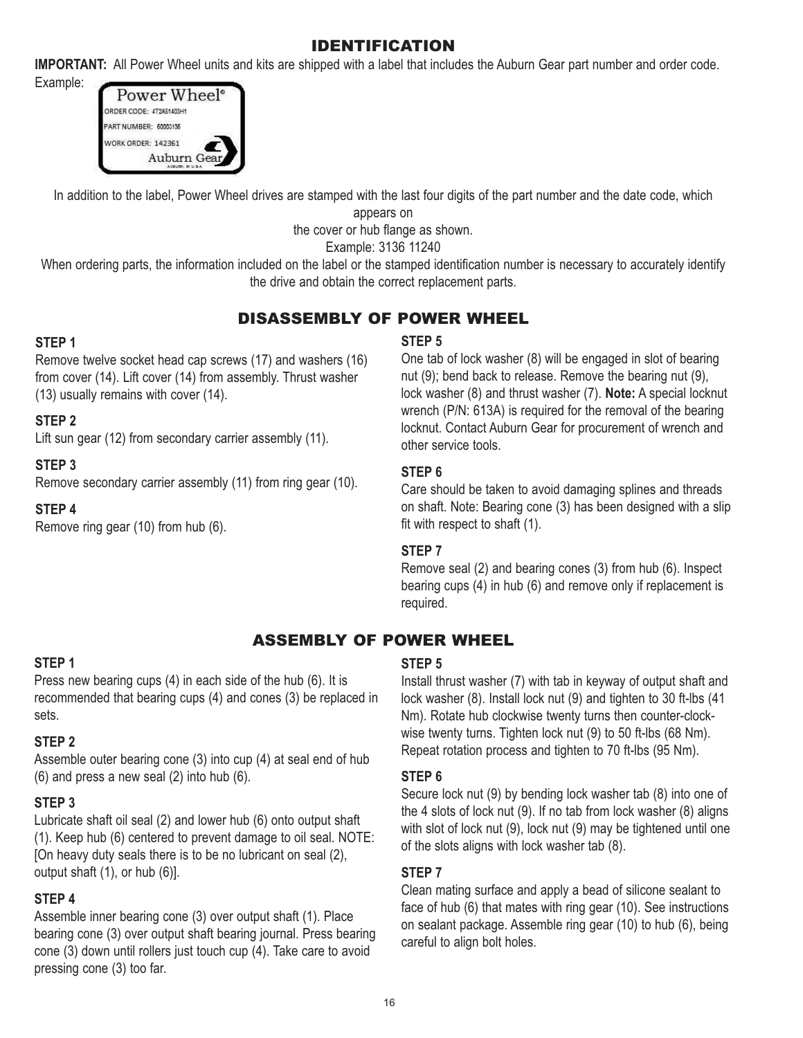## IDENTIFICATION

**IMPORTANT:** All Power Wheel units and kits are shipped with a label that includes the Auburn Gear part number and order code.

Example:

Power Wheel®
ORDER CODE: 4T2A51403H1
PART NUMBER: 60003136
WORK ORDER: 142361
Auburn Gear

In addition to the label, Power Wheel drives are stamped with the last four digits of the part number and the date code, which appears on the cover or hub flange as shown.

Example: 3136 11240

When ordering parts, the information included on the label or the stamped identification number is necessary to accurately identify the drive and obtain the correct replacement parts.

## DISASSEMBLY OF POWER WHEEL

**STEP 1**

Remove twelve socket head cap screws (17) and washers (16) from cover (14). Lift cover (14) from assembly. Thrust washer (13) usually remains with cover (14).

**STEP 2**

Lift sun gear (12) from secondary carrier assembly (11).

**STEP 3**

Remove secondary carrier assembly (11) from ring gear (10).

**STEP 4**

Remove ring gear (10) from hub (6).

**STEP 5**

One tab of lock washer (8) will be engaged in slot of bearing nut (9); bend back to release. Remove the bearing nut (9), lock washer (8) and thrust washer (7). **Note:** A special locknut wrench (P/N: 613A) is required for the removal of the bearing locknut. Contact Auburn Gear for procurement of wrench and other service tools.

**STEP 6**

Care should be taken to avoid damaging splines and threads on shaft. Note: Bearing cone (3) has been designed with a slip fit with respect to shaft (1).

**STEP 7**

Remove seal (2) and bearing cones (3) from hub (6). Inspect bearing cups (4) in hub (6) and remove only if replacement is required.

## ASSEMBLY OF POWER WHEEL

**STEP 1**

Press new bearing cups (4) in each side of the hub (6). It is recommended that bearing cups (4) and cones (3) be replaced in sets.

**STEP 2**

Assemble outer bearing cone (3) into cup (4) at seal end of hub (6) and press a new seal (2) into hub (6).

**STEP 3**

Lubricate shaft oil seal (2) and lower hub (6) onto output shaft (1). Keep hub (6) centered to prevent damage to oil seal. NOTE: [On heavy duty seals there is to be no lubricant on seal (2), output shaft (1), or hub (6)].

**STEP 4**

Assemble inner bearing cone (3) over output shaft (1). Place bearing cone (3) over output shaft bearing journal. Press bearing cone (3) down until rollers just touch cup (4). Take care to avoid pressing cone (3) too far.

**STEP 5**

Install thrust washer (7) with tab in keyway of output shaft and lock washer (8). Install lock nut (9) and tighten to 30 ft-lbs (41 Nm). Rotate hub clockwise twenty turns then counter-clockwise twenty turns. Tighten lock nut (9) to 50 ft-lbs (68 Nm). Repeat rotation process and tighten to 70 ft-lbs (95 Nm).

**STEP 6**

Secure lock nut (9) by bending lock washer tab (8) into one of the 4 slots of lock nut (9). If no tab from lock washer (8) aligns with slot of lock nut (9), lock nut (9) may be tightened until one of the slots aligns with lock washer tab (8).

**STEP 7**

Clean mating surface and apply a bead of silicone sealant to face of hub (6) that mates with ring gear (10). See instructions on sealant package. Assemble ring gear (10) to hub (6), being careful to align bolt holes.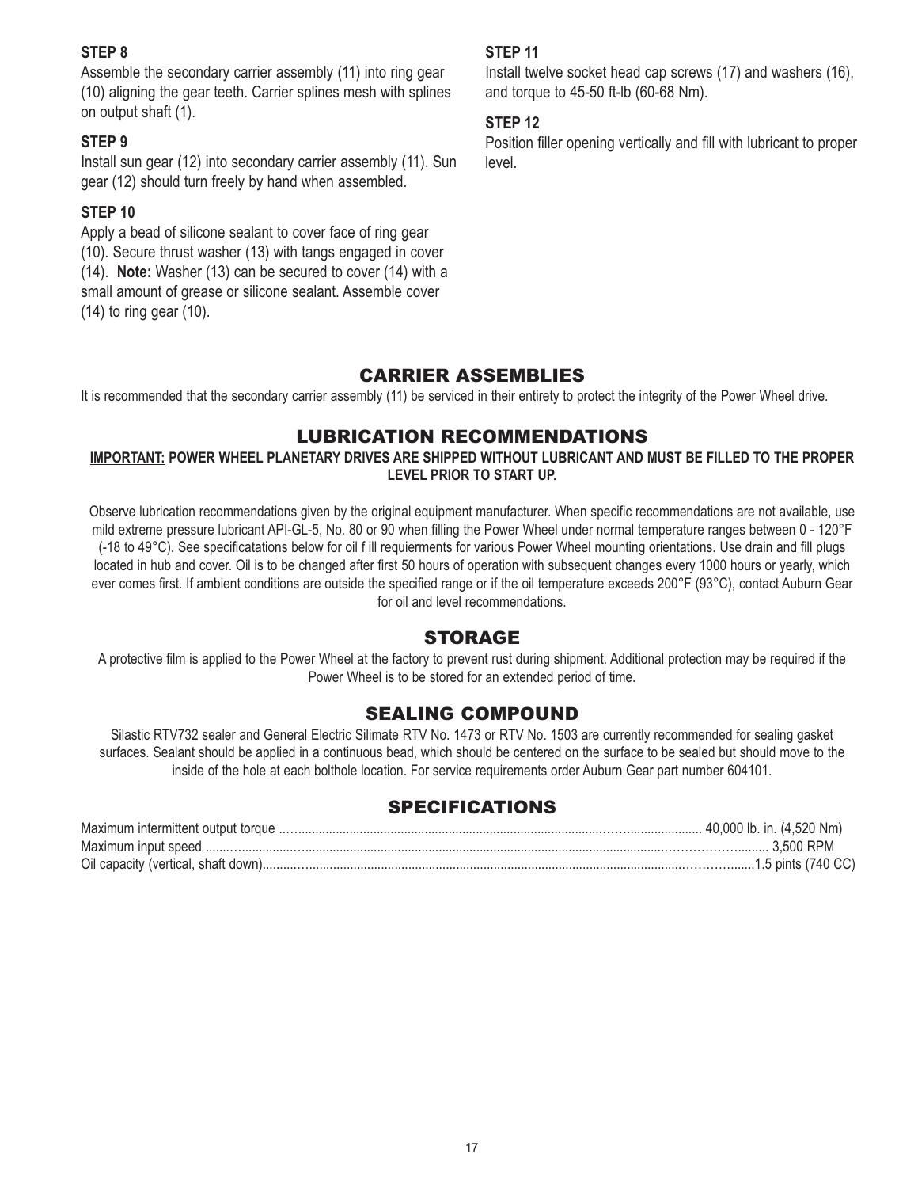### STEP 8

Assemble the secondary carrier assembly (11) into ring gear (10) aligning the gear teeth. Carrier splines mesh with splines on output shaft (1).

### STEP 9

Install sun gear (12) into secondary carrier assembly (11). Sun gear (12) should turn freely by hand when assembled.

### STEP 10

Apply a bead of silicone sealant to cover face of ring gear (10). Secure thrust washer (13) with tangs engaged in cover (14). **Note:** Washer (13) can be secured to cover (14) with a small amount of grease or silicone sealant. Assemble cover (14) to ring gear (10).

### STEP 11

Install twelve socket head cap screws (17) and washers (16), and torque to 45-50 ft-lb (60-68 Nm).

### STEP 12

Position filler opening vertically and fill with lubricant to proper level.

## CARRIER ASSEMBLIES

It is recommended that the secondary carrier assembly (11) be serviced in their entirety to protect the integrity of the Power Wheel drive.

## LUBRICATION RECOMMENDATIONS

**IMPORTANT: POWER WHEEL PLANETARY DRIVES ARE SHIPPED WITHOUT LUBRICANT AND MUST BE FILLED TO THE PROPER LEVEL PRIOR TO START UP.**

Observe lubrication recommendations given by the original equipment manufacturer. When specific recommendations are not available, use mild extreme pressure lubricant API-GL-5, No. 80 or 90 when filling the Power Wheel under normal temperature ranges between 0 - 120°F (-18 to 49°C). See specificatations below for oil f ill requierments for various Power Wheel mounting orientations. Use drain and fill plugs located in hub and cover. Oil is to be changed after first 50 hours of operation with subsequent changes every 1000 hours or yearly, which ever comes first. If ambient conditions are outside the specified range or if the oil temperature exceeds 200°F (93°C), contact Auburn Gear for oil and level recommendations.

## STORAGE

A protective film is applied to the Power Wheel at the factory to prevent rust during shipment. Additional protection may be required if the Power Wheel is to be stored for an extended period of time.

## SEALING COMPOUND

Silastic RTV732 sealer and General Electric Silimate RTV No. 1473 or RTV No. 1503 are currently recommended for sealing gasket surfaces. Sealant should be applied in a continuous bead, which should be centered on the surface to be sealed but should move to the inside of the hole at each bolthole location. For service requirements order Auburn Gear part number 604101.

## SPECIFICATIONS

Maximum intermittent output torque ........................................ 40,000 lb. in. (4,520 Nm)
Maximum input speed ........................................ 3,500 RPM
Oil capacity (vertical, shaft down)........................................1.5 pints (740 CC)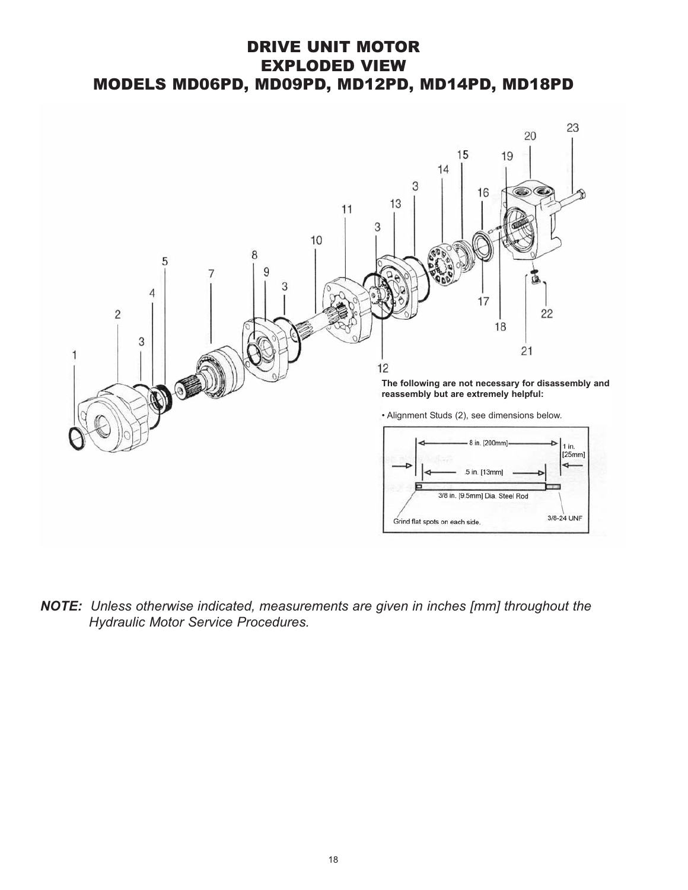# DRIVE UNIT MOTOR
# EXPLODED VIEW
# MODELS MD06PD, MD09PD, MD12PD, MD14PD, MD18PD

**The following are not necessary for disassembly and reassembly but are extremely helpful:**

- Alignment Studs (2), see dimensions below.

8 in. [200mm]

1 in. [25mm]

.5 in. [13mm]

3/8 in. [9.5mm] Dia. Steel Rod

Grind flat spots on each side.

3/8-24 UNF

***NOTE:*** *Unless otherwise indicated, measurements are given in inches [mm] throughout the Hydraulic Motor Service Procedures.*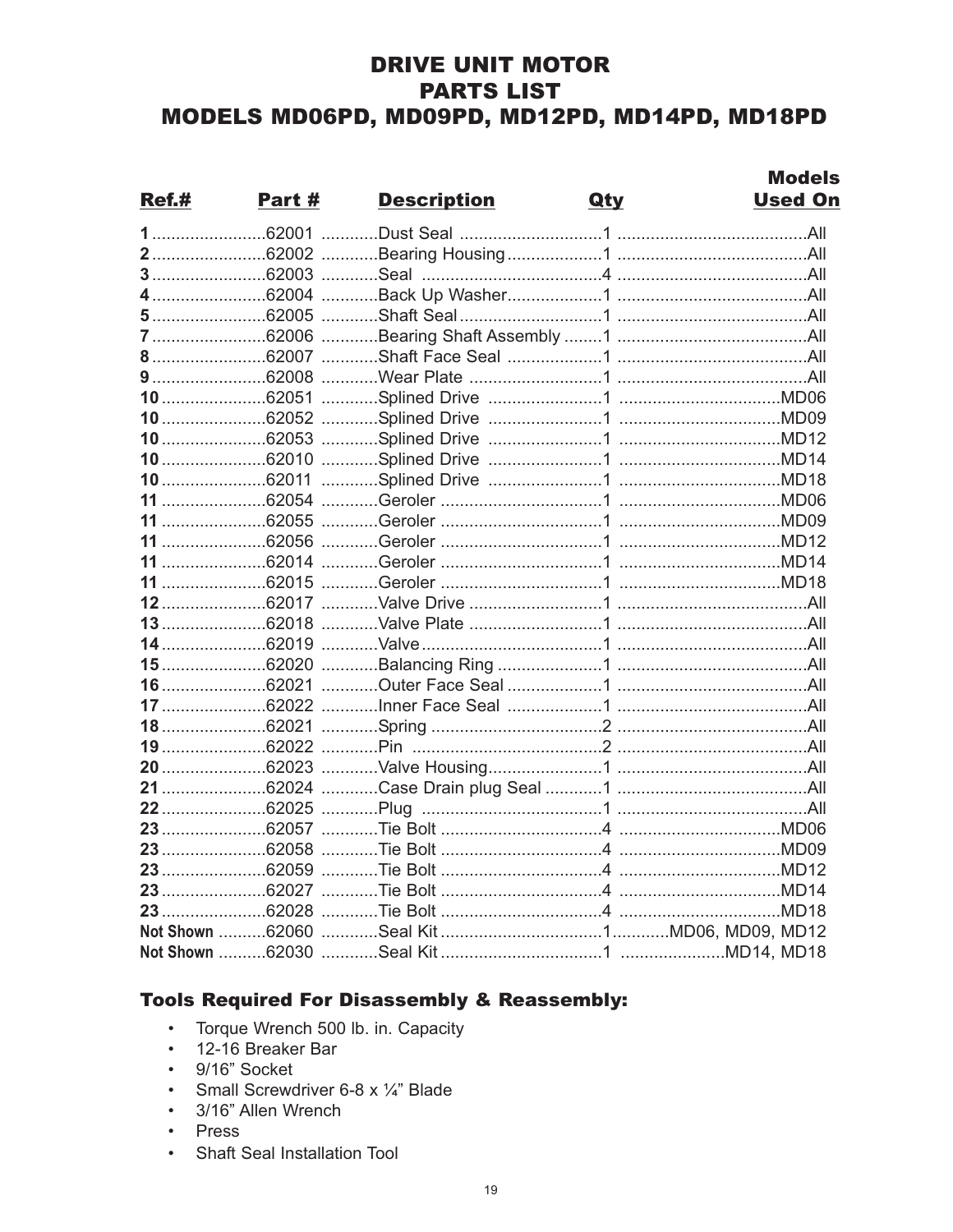# DRIVE UNIT MOTOR
# PARTS LIST
# MODELS MD06PD, MD09PD, MD12PD, MD14PD, MD18PD

| Ref.# | Part # | Description | Qty | Models Used On |
|---|---|---|---|---|
| 1 | 62001 | Dust Seal | 1 | All |
| 2 | 62002 | Bearing Housing | 1 | All |
| 3 | 62003 | Seal | 4 | All |
| 4 | 62004 | Back Up Washer | 1 | All |
| 5 | 62005 | Shaft Seal | 1 | All |
| 7 | 62006 | Bearing Shaft Assembly | 1 | All |
| 8 | 62007 | Shaft Face Seal | 1 | All |
| 9 | 62008 | Wear Plate | 1 | All |
| 10 | 62051 | Splined Drive | 1 | MD06 |
| 10 | 62052 | Splined Drive | 1 | MD09 |
| 10 | 62053 | Splined Drive | 1 | MD12 |
| 10 | 62010 | Splined Drive | 1 | MD14 |
| 10 | 62011 | Splined Drive | 1 | MD18 |
| 11 | 62054 | Geroler | 1 | MD06 |
| 11 | 62055 | Geroler | 1 | MD09 |
| 11 | 62056 | Geroler | 1 | MD12 |
| 11 | 62014 | Geroler | 1 | MD14 |
| 11 | 62015 | Geroler | 1 | MD18 |
| 12 | 62017 | Valve Drive | 1 | All |
| 13 | 62018 | Valve Plate | 1 | All |
| 14 | 62019 | Valve | 1 | All |
| 15 | 62020 | Balancing Ring | 1 | All |
| 16 | 62021 | Outer Face Seal | 1 | All |
| 17 | 62022 | Inner Face Seal | 1 | All |
| 18 | 62021 | Spring | 2 | All |
| 19 | 62022 | Pin | 2 | All |
| 20 | 62023 | Valve Housing | 1 | All |
| 21 | 62024 | Case Drain plug Seal | 1 | All |
| 22 | 62025 | Plug | 1 | All |
| 23 | 62057 | Tie Bolt | 4 | MD06 |
| 23 | 62058 | Tie Bolt | 4 | MD09 |
| 23 | 62059 | Tie Bolt | 4 | MD12 |
| 23 | 62027 | Tie Bolt | 4 | MD14 |
| 23 | 62028 | Tie Bolt | 4 | MD18 |
| Not Shown | 62060 | Seal Kit | 1 | MD06, MD09, MD12 |
| Not Shown | 62030 | Seal Kit | 1 | MD14, MD18 |

### Tools Required For Disassembly & Reassembly:

- Torque Wrench 500 lb. in. Capacity
- 12-16 Breaker Bar
- 9/16" Socket
- Small Screwdriver 6-8 x ¼" Blade
- 3/16" Allen Wrench
- Press
- Shaft Seal Installation Tool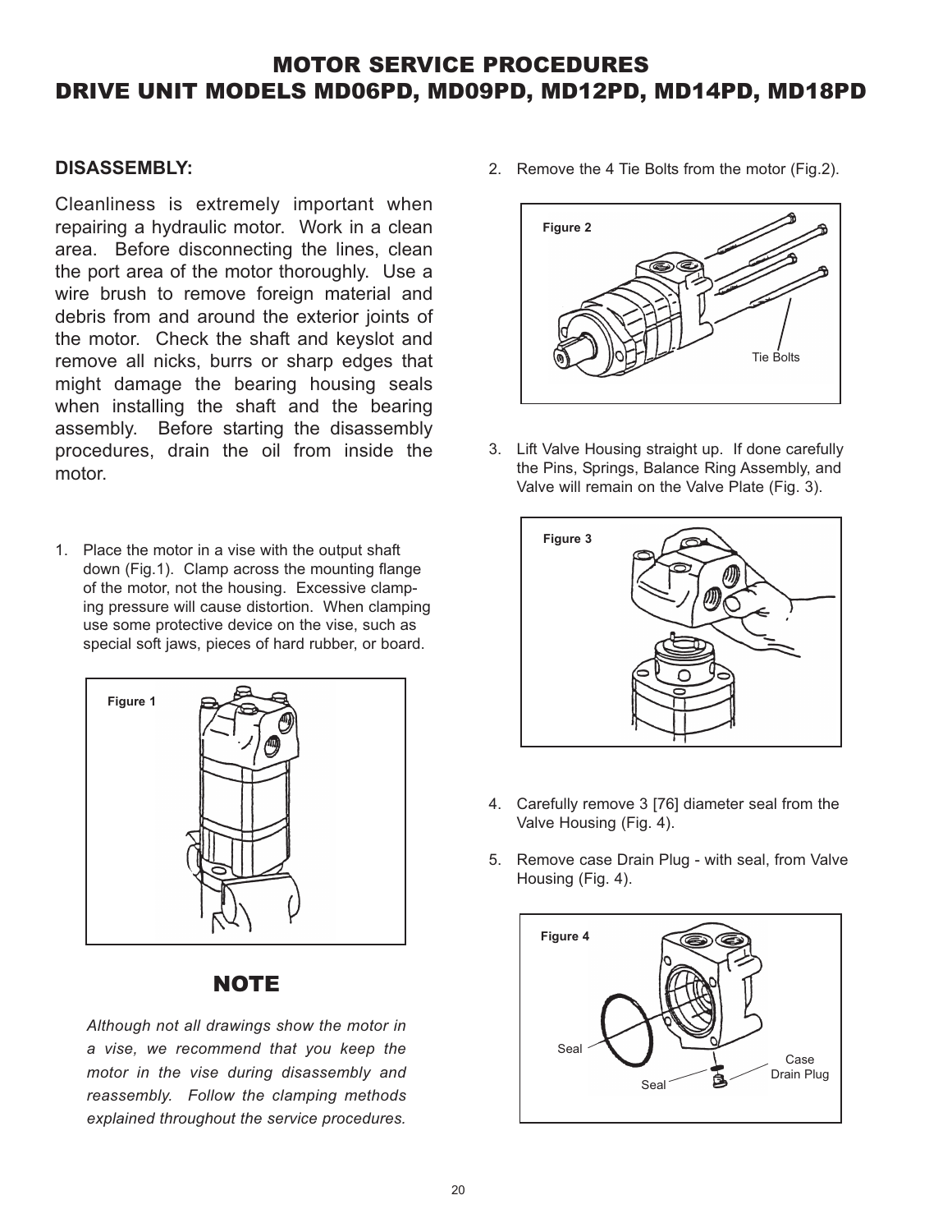# MOTOR SERVICE PROCEDURES
# DRIVE UNIT MODELS MD06PD, MD09PD, MD12PD, MD14PD, MD18PD

## DISASSEMBLY:

Cleanliness is extremely important when repairing a hydraulic motor. Work in a clean area. Before disconnecting the lines, clean the port area of the motor thoroughly. Use a wire brush to remove foreign material and debris from and around the exterior joints of the motor. Check the shaft and keyslot and remove all nicks, burrs or sharp edges that might damage the bearing housing seals when installing the shaft and the bearing assembly. Before starting the disassembly procedures, drain the oil from inside the motor.

1. Place the motor in a vise with the output shaft down (Fig.1). Clamp across the mounting flange of the motor, not the housing. Excessive clamping pressure will cause distortion. When clamping use some protective device on the vise, such as special soft jaws, pieces of hard rubber, or board.

Figure 1

## NOTE

*Although not all drawings show the motor in a vise, we recommend that you keep the motor in the vise during disassembly and reassembly. Follow the clamping methods explained throughout the service procedures.*

2. Remove the 4 Tie Bolts from the motor (Fig.2).

Figure 2

Tie Bolts

3. Lift Valve Housing straight up. If done carefully the Pins, Springs, Balance Ring Assembly, and Valve will remain on the Valve Plate (Fig. 3).

Figure 3

4. Carefully remove 3 [76] diameter seal from the Valve Housing (Fig. 4).

5. Remove case Drain Plug - with seal, from Valve Housing (Fig. 4).

Figure 4

Seal

Seal

Case Drain Plug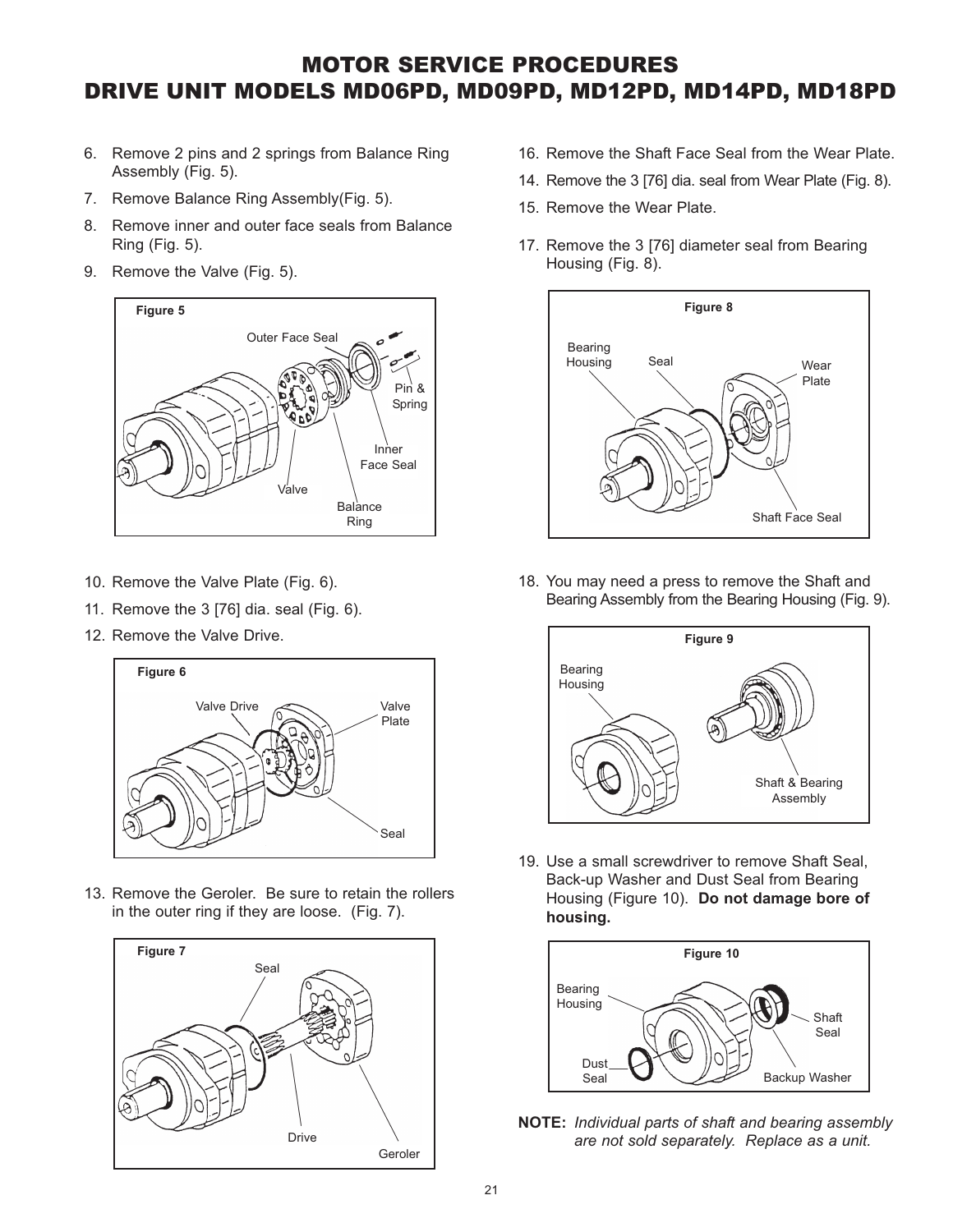# MOTOR SERVICE PROCEDURES
# DRIVE UNIT MODELS MD06PD, MD09PD, MD12PD, MD14PD, MD18PD

6. Remove 2 pins and 2 springs from Balance Ring Assembly (Fig. 5).
7. Remove Balance Ring Assembly(Fig. 5).
8. Remove inner and outer face seals from Balance Ring (Fig. 5).
9. Remove the Valve (Fig. 5).

Figure 5

Outer Face Seal, Pin & Spring, Inner Face Seal, Valve, Balance Ring

10. Remove the Valve Plate (Fig. 6).
11. Remove the 3 [76] dia. seal (Fig. 6).
12. Remove the Valve Drive.

Figure 6

Valve Drive, Valve Plate, Seal

13. Remove the Geroler. Be sure to retain the rollers in the outer ring if they are loose. (Fig. 7).

Figure 7

Seal, Drive, Geroler

16. Remove the Shaft Face Seal from the Wear Plate.
14. Remove the 3 [76] dia. seal from Wear Plate (Fig. 8).
15. Remove the Wear Plate.
17. Remove the 3 [76] diameter seal from Bearing Housing (Fig. 8).

Figure 8

Bearing Housing, Seal, Wear Plate, Shaft Face Seal

18. You may need a press to remove the Shaft and Bearing Assembly from the Bearing Housing (Fig. 9).

Figure 9

Bearing Housing, Shaft & Bearing Assembly

19. Use a small screwdriver to remove Shaft Seal, Back-up Washer and Dust Seal from Bearing Housing (Figure 10). **Do not damage bore of housing.**

Figure 10

Bearing Housing, Shaft Seal, Dust Seal, Backup Washer

**NOTE:** *Individual parts of shaft and bearing assembly are not sold separately. Replace as a unit.*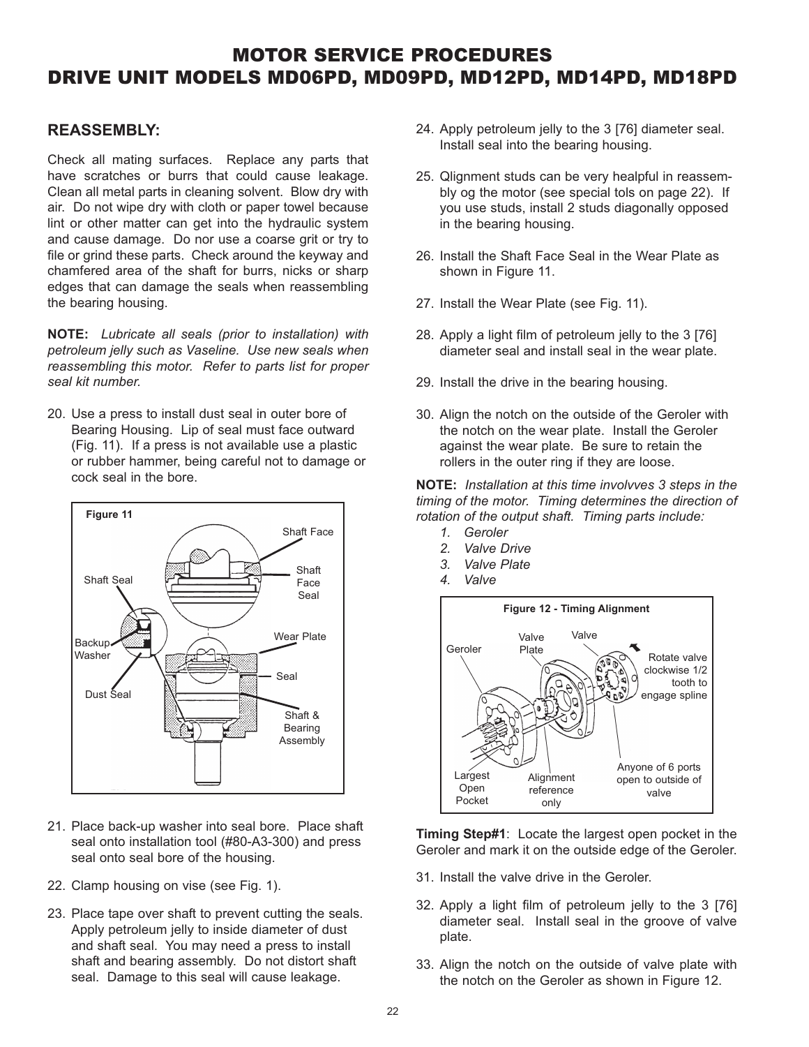# MOTOR SERVICE PROCEDURES
# DRIVE UNIT MODELS MD06PD, MD09PD, MD12PD, MD14PD, MD18PD

## REASSEMBLY:

Check all mating surfaces. Replace any parts that have scratches or burrs that could cause leakage. Clean all metal parts in cleaning solvent. Blow dry with air. Do not wipe dry with cloth or paper towel because lint or other matter can get into the hydraulic system and cause damage. Do nor use a coarse grit or try to file or grind these parts. Check around the keyway and chamfered area of the shaft for burrs, nicks or sharp edges that can damage the seals when reassembling the bearing housing.

**NOTE:** *Lubricate all seals (prior to installation) with petroleum jelly such as Vaseline. Use new seals when reassembling this motor. Refer to parts list for proper seal kit number.*

20. Use a press to install dust seal in outer bore of Bearing Housing. Lip of seal must face outward (Fig. 11). If a press is not available use a plastic or rubber hammer, being careful not to damage or cock seal in the bore.

Figure 11

21. Place back-up washer into seal bore. Place shaft seal onto installation tool (#80-A3-300) and press seal onto seal bore of the housing.
22. Clamp housing on vise (see Fig. 1).
23. Place tape over shaft to prevent cutting the seals. Apply petroleum jelly to inside diameter of dust and shaft seal. You may need a press to install shaft and bearing assembly. Do not distort shaft seal. Damage to this seal will cause leakage.
24. Apply petroleum jelly to the 3 [76] diameter seal. Install seal into the bearing housing.
25. Qlignment studs can be very healpful in reassembly og the motor (see special tols on page 22). If you use studs, install 2 studs diagonally opposed in the bearing housing.
26. Install the Shaft Face Seal in the Wear Plate as shown in Figure 11.
27. Install the Wear Plate (see Fig. 11).
28. Apply a light film of petroleum jelly to the 3 [76] diameter seal and install seal in the wear plate.
29. Install the drive in the bearing housing.
30. Align the notch on the outside of the Geroler with the notch on the wear plate. Install the Geroler against the wear plate. Be sure to retain the rollers in the outer ring if they are loose.

**NOTE:** *Installation at this time involvves 3 steps in the timing of the motor. Timing determines the direction of rotation of the output shaft. Timing parts include:*

1. *Geroler*
2. *Valve Drive*
3. *Valve Plate*
4. *Valve*

Figure 12 - Timing Alignment

**Timing Step#1**: Locate the largest open pocket in the Geroler and mark it on the outside edge of the Geroler.

31. Install the valve drive in the Geroler.
32. Apply a light film of petroleum jelly to the 3 [76] diameter seal. Install seal in the groove of valve plate.
33. Align the notch on the outside of valve plate with the notch on the Geroler as shown in Figure 12.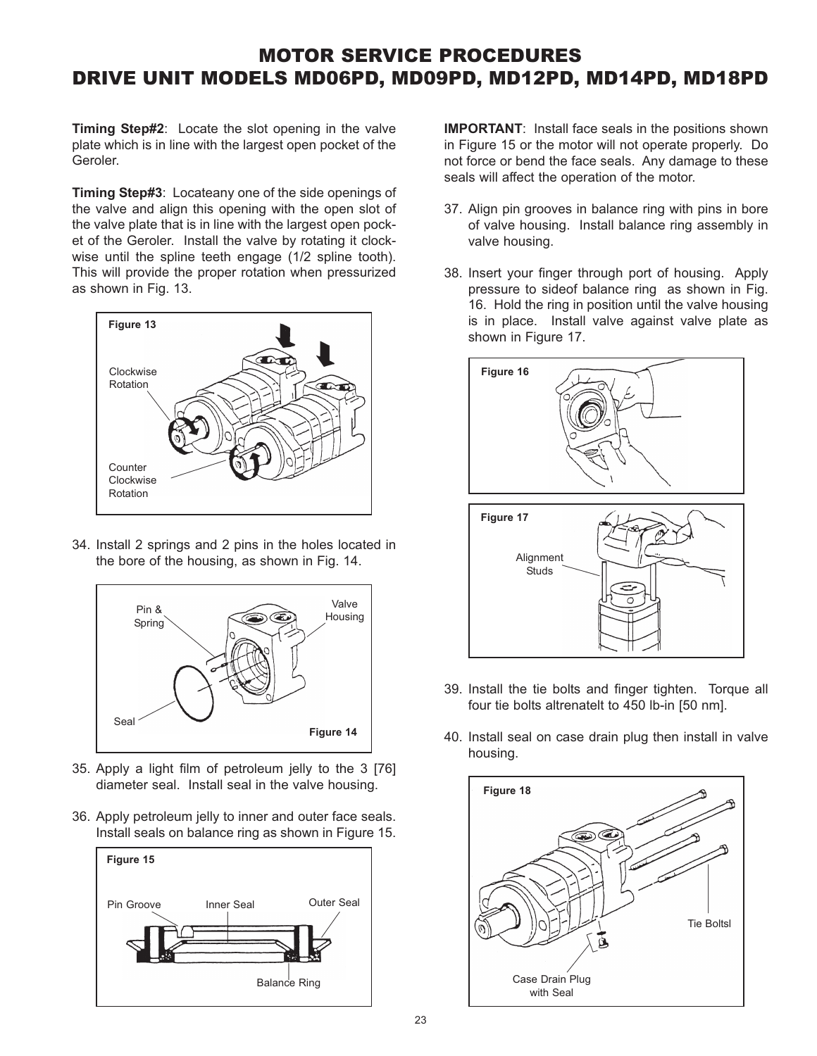# MOTOR SERVICE PROCEDURES
# DRIVE UNIT MODELS MD06PD, MD09PD, MD12PD, MD14PD, MD18PD

**Timing Step#2**: Locate the slot opening in the valve plate which is in line with the largest open pocket of the Geroler.

**Timing Step#3**: Locateany one of the side openings of the valve and align this opening with the open slot of the valve plate that is in line with the largest open pocket of the Geroler. Install the valve by rotating it clockwise until the spline teeth engage (1/2 spline tooth). This will provide the proper rotation when pressurized as shown in Fig. 13.

Figure 13

Clockwise Rotation

Counter Clockwise Rotation

34. Install 2 springs and 2 pins in the holes located in the bore of the housing, as shown in Fig. 14.

Pin & Spring

Valve Housing

Seal

Figure 14

35. Apply a light film of petroleum jelly to the 3 [76] diameter seal. Install seal in the valve housing.

36. Apply petroleum jelly to inner and outer face seals. Install seals on balance ring as shown in Figure 15.

Figure 15

Pin Groove

Inner Seal

Outer Seal

Balance Ring

**IMPORTANT**: Install face seals in the positions shown in Figure 15 or the motor will not operate properly. Do not force or bend the face seals. Any damage to these seals will affect the operation of the motor.

37. Align pin grooves in balance ring with pins in bore of valve housing. Install balance ring assembly in valve housing.

38. Insert your finger through port of housing. Apply pressure to sideof balance ring as shown in Fig. 16. Hold the ring in position until the valve housing is in place. Install valve against valve plate as shown in Figure 17.

Figure 16

Figure 17

Alignment Studs

39. Install the tie bolts and finger tighten. Torque all four tie bolts altrenatelt to 450 lb-in [50 nm].

40. Install seal on case drain plug then install in valve housing.

Figure 18

Tie Boltsl

Case Drain Plug with Seal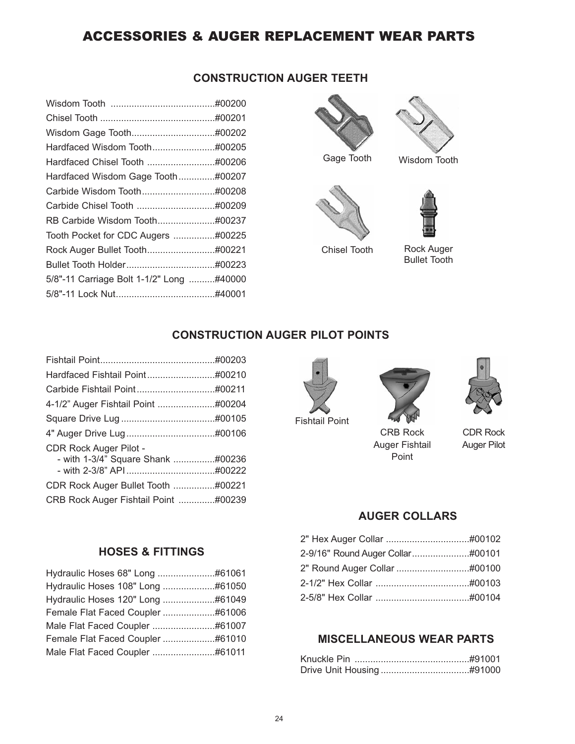# ACCESSORIES & AUGER REPLACEMENT WEAR PARTS

## CONSTRUCTION AUGER TEETH

| Part | Number |
|---|---|
| Wisdom Tooth | #00200 |
| Chisel Tooth | #00201 |
| Wisdom Gage Tooth | #00202 |
| Hardfaced Wisdom Tooth | #00205 |
| Hardfaced Chisel Tooth | #00206 |
| Hardfaced Wisdom Gage Tooth | #00207 |
| Carbide Wisdom Tooth | #00208 |
| Carbide Chisel Tooth | #00209 |
| RB Carbide Wisdom Tooth | #00237 |
| Tooth Pocket for CDC Augers | #00225 |
| Rock Auger Bullet Tooth | #00221 |
| Bullet Tooth Holder | #00223 |
| 5/8"-11 Carriage Bolt 1-1/2" Long | #40000 |
| 5/8"-11 Lock Nut | #40001 |

Gage Tooth

Wisdom Tooth

Chisel Tooth

Rock Auger Bullet Tooth

## CONSTRUCTION AUGER PILOT POINTS

| Part | Number |
|---|---|
| Fishtail Point | #00203 |
| Hardfaced Fishtail Point | #00210 |
| Carbide Fishtail Point | #00211 |
| 4-1/2" Auger Fishtail Point | #00204 |
| Square Drive Lug | #00105 |
| 4" Auger Drive Lug | #00106 |
| CDR Rock Auger Pilot - | |
| - with 1-3/4" Square Shank | #00236 |
| - with 2-3/8" API | #00222 |
| CDR Rock Auger Bullet Tooth | #00221 |
| CRB Rock Auger Fishtail Point | #00239 |

Fishtail Point

CRB Rock Auger Fishtail Point

CDR Rock Auger Pilot

## HOSES & FITTINGS

| Part | Number |
|---|---|
| Hydraulic Hoses 68" Long | #61061 |
| Hydraulic Hoses 108" Long | #61050 |
| Hydraulic Hoses 120" Long | #61049 |
| Female Flat Faced Coupler | #61006 |
| Male Flat Faced Coupler | #61007 |
| Female Flat Faced Coupler | #61010 |
| Male Flat Faced Coupler | #61011 |

## AUGER COLLARS

| Part | Number |
|---|---|
| 2" Hex Auger Collar | #00102 |
| 2-9/16" Round Auger Collar | #00101 |
| 2" Round Auger Collar | #00100 |
| 2-1/2" Hex Collar | #00103 |
| 2-5/8" Hex Collar | #00104 |

## MISCELLANEOUS WEAR PARTS

| Part | Number |
|---|---|
| Knuckle Pin | #91001 |
| Drive Unit Housing | #91000 |